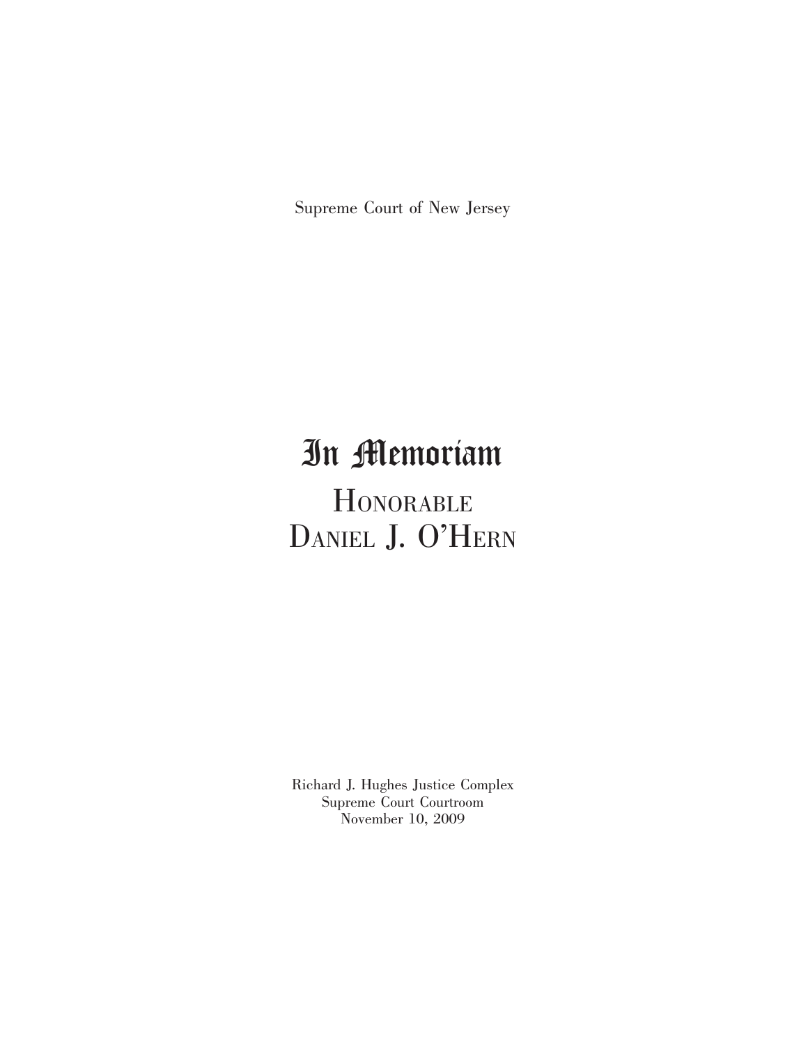Supreme Court of New Jersey

# In Memoriam

## Honorable Daniel J. O'Hern

Richard J. Hughes Justice Complex
Supreme Court Courtroom
November 10, 2009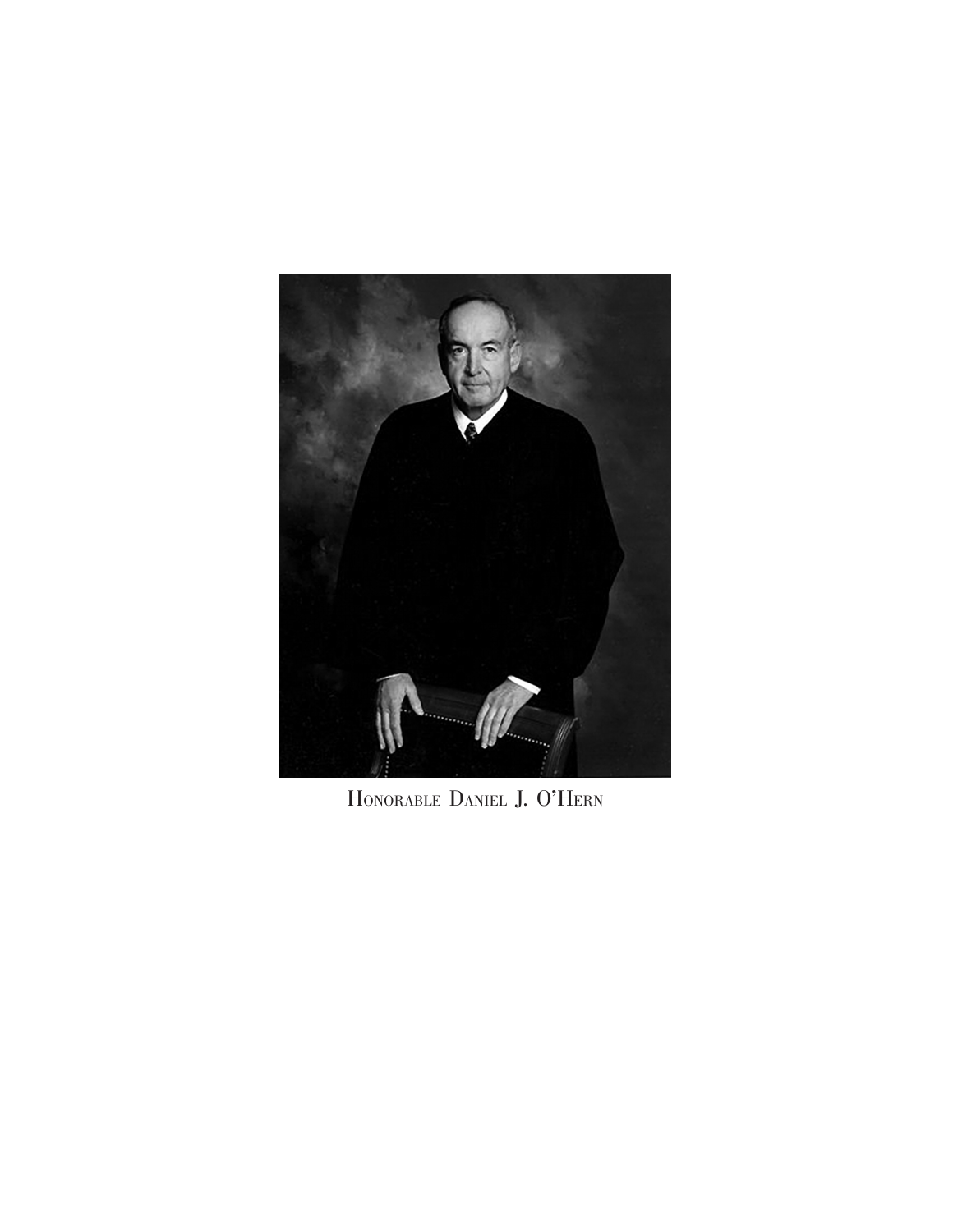Honorable Daniel J. O'Hern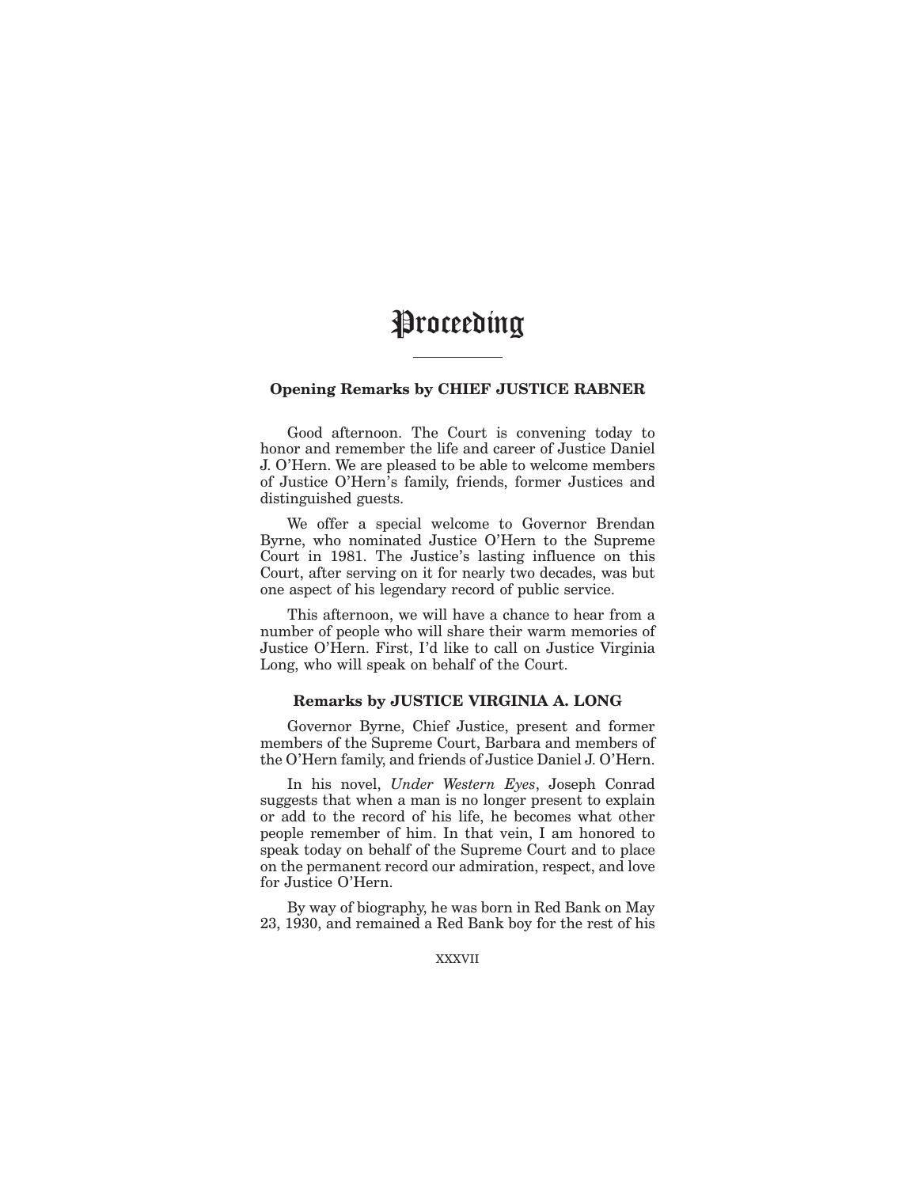# Proceeding

### Opening Remarks by CHIEF JUSTICE RABNER

Good afternoon. The Court is convening today to honor and remember the life and career of Justice Daniel J. O'Hern. We are pleased to be able to welcome members of Justice O'Hern's family, friends, former Justices and distinguished guests.

We offer a special welcome to Governor Brendan Byrne, who nominated Justice O'Hern to the Supreme Court in 1981. The Justice's lasting influence on this Court, after serving on it for nearly two decades, was but one aspect of his legendary record of public service.

This afternoon, we will have a chance to hear from a number of people who will share their warm memories of Justice O'Hern. First, I'd like to call on Justice Virginia Long, who will speak on behalf of the Court.

### Remarks by JUSTICE VIRGINIA A. LONG

Governor Byrne, Chief Justice, present and former members of the Supreme Court, Barbara and members of the O'Hern family, and friends of Justice Daniel J. O'Hern.

In his novel, *Under Western Eyes*, Joseph Conrad suggests that when a man is no longer present to explain or add to the record of his life, he becomes what other people remember of him. In that vein, I am honored to speak today on behalf of the Supreme Court and to place on the permanent record our admiration, respect, and love for Justice O'Hern.

By way of biography, he was born in Red Bank on May 23, 1930, and remained a Red Bank boy for the rest of his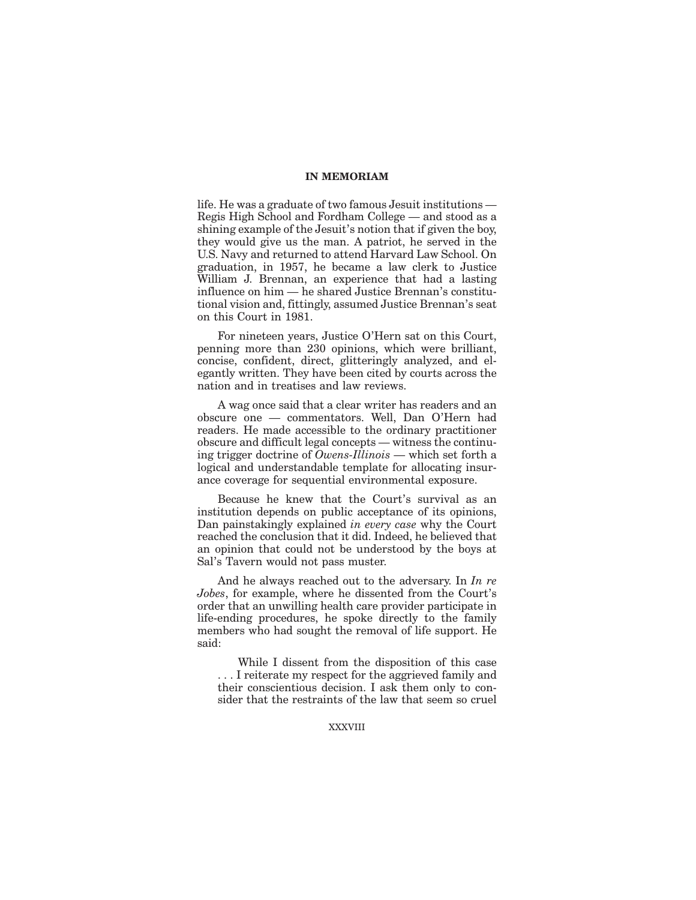life. He was a graduate of two famous Jesuit institutions — Regis High School and Fordham College — and stood as a shining example of the Jesuit's notion that if given the boy, they would give us the man. A patriot, he served in the U.S. Navy and returned to attend Harvard Law School. On graduation, in 1957, he became a law clerk to Justice William J. Brennan, an experience that had a lasting influence on him — he shared Justice Brennan's constitutional vision and, fittingly, assumed Justice Brennan's seat on this Court in 1981.

For nineteen years, Justice O'Hern sat on this Court, penning more than 230 opinions, which were brilliant, concise, confident, direct, glitteringly analyzed, and elegantly written. They have been cited by courts across the nation and in treatises and law reviews.

A wag once said that a clear writer has readers and an obscure one — commentators. Well, Dan O'Hern had readers. He made accessible to the ordinary practitioner obscure and difficult legal concepts — witness the continuing trigger doctrine of *Owens-Illinois* — which set forth a logical and understandable template for allocating insurance coverage for sequential environmental exposure.

Because he knew that the Court's survival as an institution depends on public acceptance of its opinions, Dan painstakingly explained *in every case* why the Court reached the conclusion that it did. Indeed, he believed that an opinion that could not be understood by the boys at Sal's Tavern would not pass muster.

And he always reached out to the adversary. In *In re Jobes*, for example, where he dissented from the Court's order that an unwilling health care provider participate in life-ending procedures, he spoke directly to the family members who had sought the removal of life support. He said:

> While I dissent from the disposition of this case . . . I reiterate my respect for the aggrieved family and their conscientious decision. I ask them only to consider that the restraints of the law that seem so cruel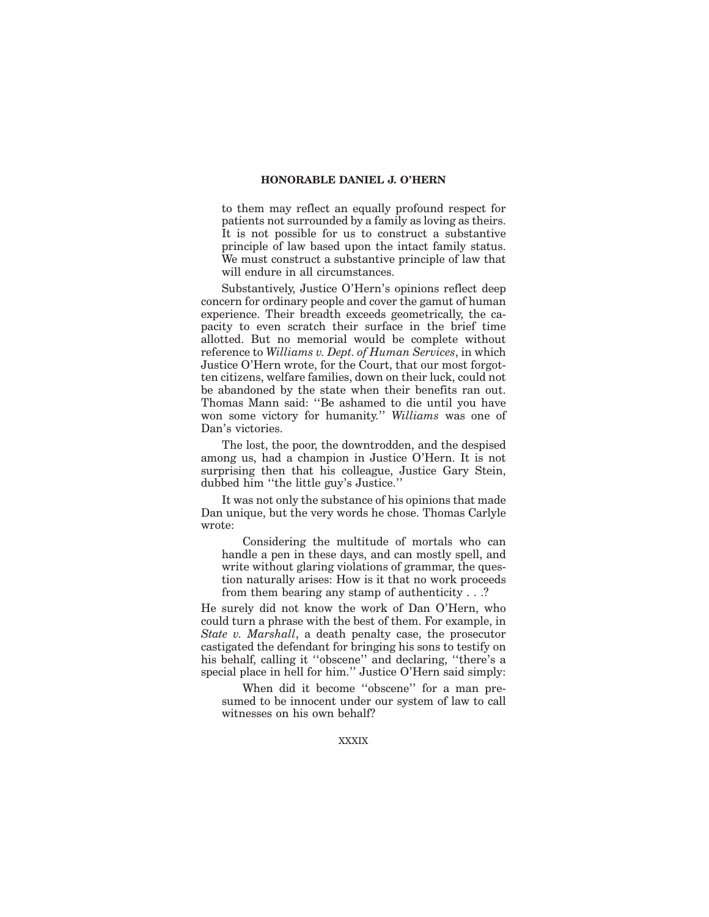to them may reflect an equally profound respect for patients not surrounded by a family as loving as theirs. It is not possible for us to construct a substantive principle of law based upon the intact family status. We must construct a substantive principle of law that will endure in all circumstances.

Substantively, Justice O'Hern's opinions reflect deep concern for ordinary people and cover the gamut of human experience. Their breadth exceeds geometrically, the capacity to even scratch their surface in the brief time allotted. But no memorial would be complete without reference to *Williams v. Dept. of Human Services*, in which Justice O'Hern wrote, for the Court, that our most forgotten citizens, welfare families, down on their luck, could not be abandoned by the state when their benefits ran out. Thomas Mann said: ''Be ashamed to die until you have won some victory for humanity.'' *Williams* was one of Dan's victories.

The lost, the poor, the downtrodden, and the despised among us, had a champion in Justice O'Hern. It is not surprising then that his colleague, Justice Gary Stein, dubbed him ''the little guy's Justice.''

It was not only the substance of his opinions that made Dan unique, but the very words he chose. Thomas Carlyle wrote:

> Considering the multitude of mortals who can handle a pen in these days, and can mostly spell, and write without glaring violations of grammar, the question naturally arises: How is it that no work proceeds from them bearing any stamp of authenticity . . .?

He surely did not know the work of Dan O'Hern, who could turn a phrase with the best of them. For example, in *State v. Marshall*, a death penalty case, the prosecutor castigated the defendant for bringing his sons to testify on his behalf, calling it ''obscene'' and declaring, ''there's a special place in hell for him.'' Justice O'Hern said simply:

> When did it become ''obscene'' for a man presumed to be innocent under our system of law to call witnesses on his own behalf?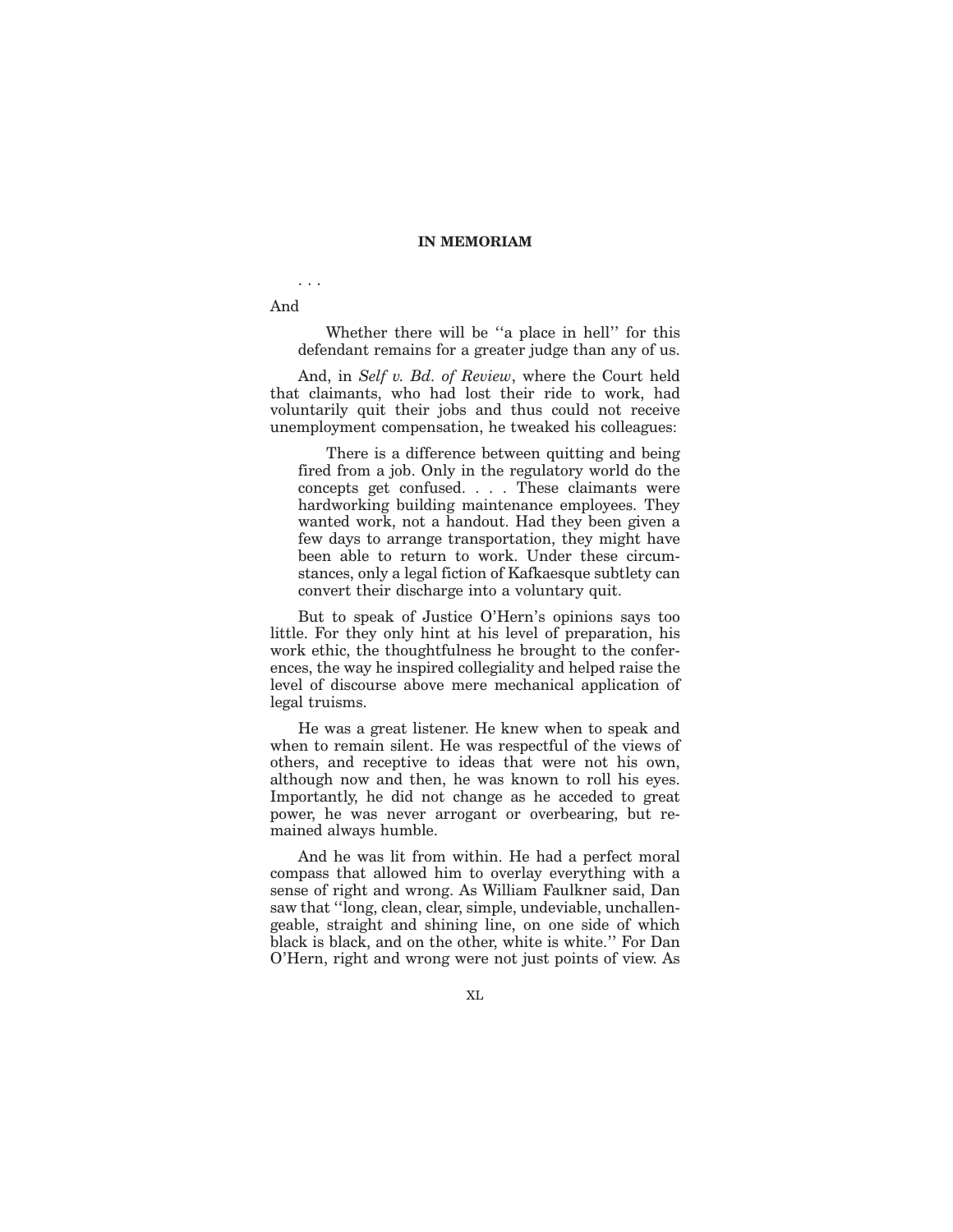. . .

And

> Whether there will be ''a place in hell'' for this defendant remains for a greater judge than any of us.

And, in *Self v. Bd. of Review*, where the Court held that claimants, who had lost their ride to work, had voluntarily quit their jobs and thus could not receive unemployment compensation, he tweaked his colleagues:

> There is a difference between quitting and being fired from a job. Only in the regulatory world do the concepts get confused. . . . These claimants were hardworking building maintenance employees. They wanted work, not a handout. Had they been given a few days to arrange transportation, they might have been able to return to work. Under these circumstances, only a legal fiction of Kafkaesque subtlety can convert their discharge into a voluntary quit.

But to speak of Justice O'Hern's opinions says too little. For they only hint at his level of preparation, his work ethic, the thoughtfulness he brought to the conferences, the way he inspired collegiality and helped raise the level of discourse above mere mechanical application of legal truisms.

He was a great listener. He knew when to speak and when to remain silent. He was respectful of the views of others, and receptive to ideas that were not his own, although now and then, he was known to roll his eyes. Importantly, he did not change as he acceded to great power, he was never arrogant or overbearing, but remained always humble.

And he was lit from within. He had a perfect moral compass that allowed him to overlay everything with a sense of right and wrong. As William Faulkner said, Dan saw that ''long, clean, clear, simple, undeviable, unchallengeable, straight and shining line, on one side of which black is black, and on the other, white is white.'' For Dan O'Hern, right and wrong were not just points of view. As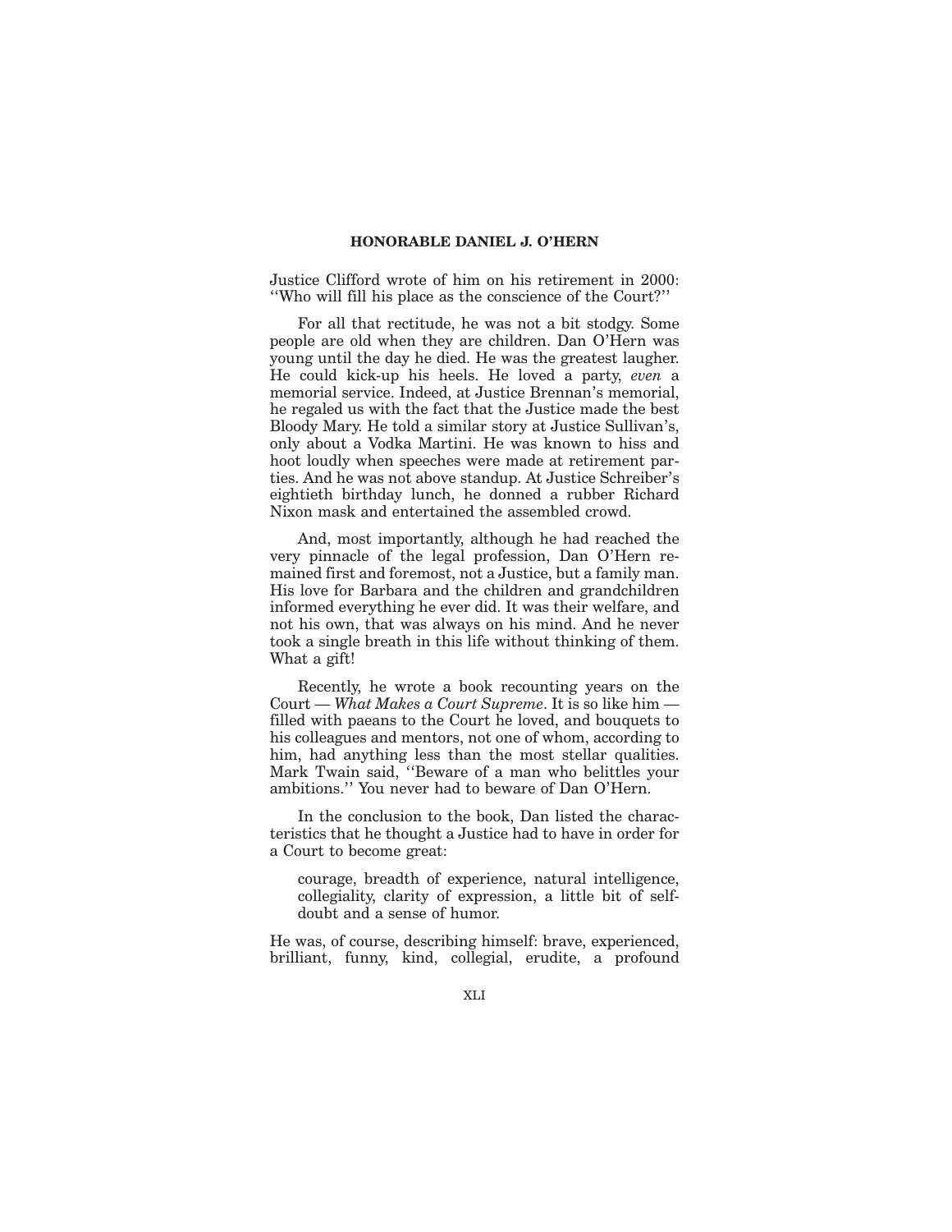Justice Clifford wrote of him on his retirement in 2000: ''Who will fill his place as the conscience of the Court?''

For all that rectitude, he was not a bit stodgy. Some people are old when they are children. Dan O'Hern was young until the day he died. He was the greatest laugher. He could kick-up his heels. He loved a party, *even* a memorial service. Indeed, at Justice Brennan's memorial, he regaled us with the fact that the Justice made the best Bloody Mary. He told a similar story at Justice Sullivan's, only about a Vodka Martini. He was known to hiss and hoot loudly when speeches were made at retirement parties. And he was not above standup. At Justice Schreiber's eightieth birthday lunch, he donned a rubber Richard Nixon mask and entertained the assembled crowd.

And, most importantly, although he had reached the very pinnacle of the legal profession, Dan O'Hern remained first and foremost, not a Justice, but a family man. His love for Barbara and the children and grandchildren informed everything he ever did. It was their welfare, and not his own, that was always on his mind. And he never took a single breath in this life without thinking of them. What a gift!

Recently, he wrote a book recounting years on the Court — *What Makes a Court Supreme*. It is so like him — filled with paeans to the Court he loved, and bouquets to his colleagues and mentors, not one of whom, according to him, had anything less than the most stellar qualities. Mark Twain said, ''Beware of a man who belittles your ambitions.'' You never had to beware of Dan O'Hern.

In the conclusion to the book, Dan listed the characteristics that he thought a Justice had to have in order for a Court to become great:

> courage, breadth of experience, natural intelligence, collegiality, clarity of expression, a little bit of self-doubt and a sense of humor.

He was, of course, describing himself: brave, experienced, brilliant, funny, kind, collegial, erudite, a profound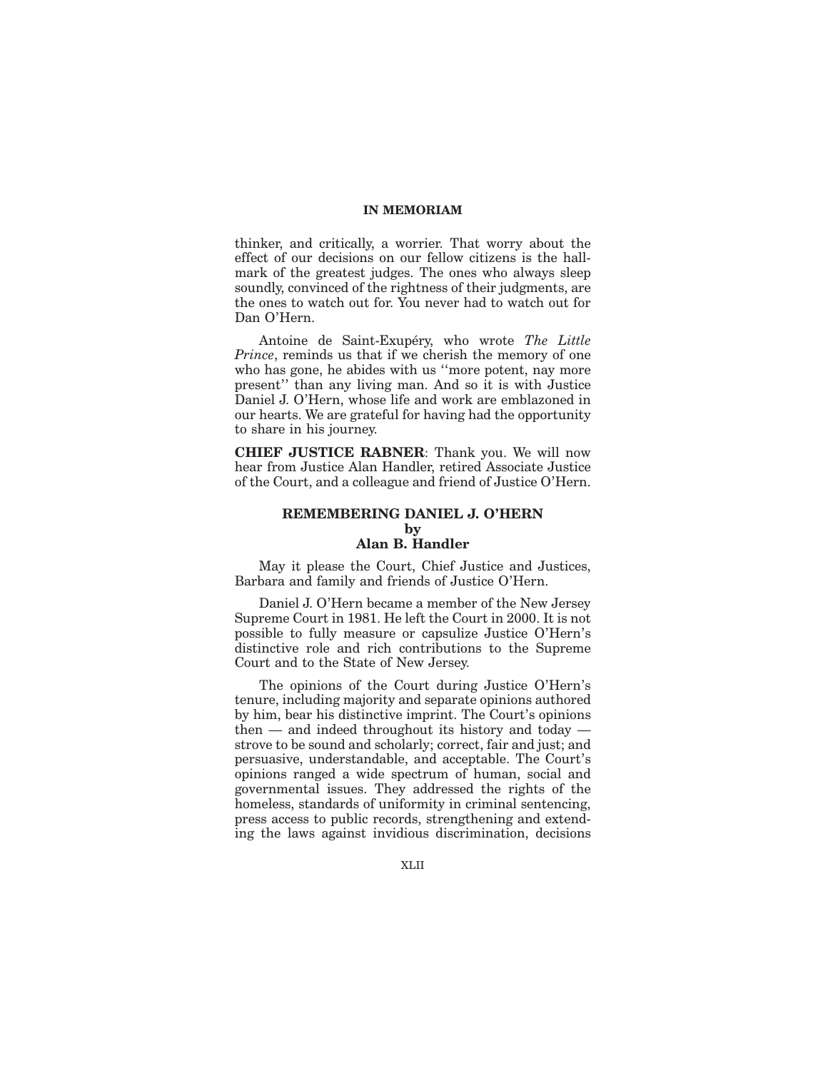thinker, and critically, a worrier. That worry about the effect of our decisions on our fellow citizens is the hallmark of the greatest judges. The ones who always sleep soundly, convinced of the rightness of their judgments, are the ones to watch out for. You never had to watch out for Dan O'Hern.

Antoine de Saint-Exupéry, who wrote *The Little Prince*, reminds us that if we cherish the memory of one who has gone, he abides with us ''more potent, nay more present'' than any living man. And so it is with Justice Daniel J. O'Hern, whose life and work are emblazoned in our hearts. We are grateful for having had the opportunity to share in his journey.

**CHIEF JUSTICE RABNER**: Thank you. We will now hear from Justice Alan Handler, retired Associate Justice of the Court, and a colleague and friend of Justice O'Hern.

## REMEMBERING DANIEL J. O'HERN
**by**
**Alan B. Handler**

May it please the Court, Chief Justice and Justices, Barbara and family and friends of Justice O'Hern.

Daniel J. O'Hern became a member of the New Jersey Supreme Court in 1981. He left the Court in 2000. It is not possible to fully measure or capsulize Justice O'Hern's distinctive role and rich contributions to the Supreme Court and to the State of New Jersey.

The opinions of the Court during Justice O'Hern's tenure, including majority and separate opinions authored by him, bear his distinctive imprint. The Court's opinions then — and indeed throughout its history and today — strove to be sound and scholarly; correct, fair and just; and persuasive, understandable, and acceptable. The Court's opinions ranged a wide spectrum of human, social and governmental issues. They addressed the rights of the homeless, standards of uniformity in criminal sentencing, press access to public records, strengthening and extending the laws against invidious discrimination, decisions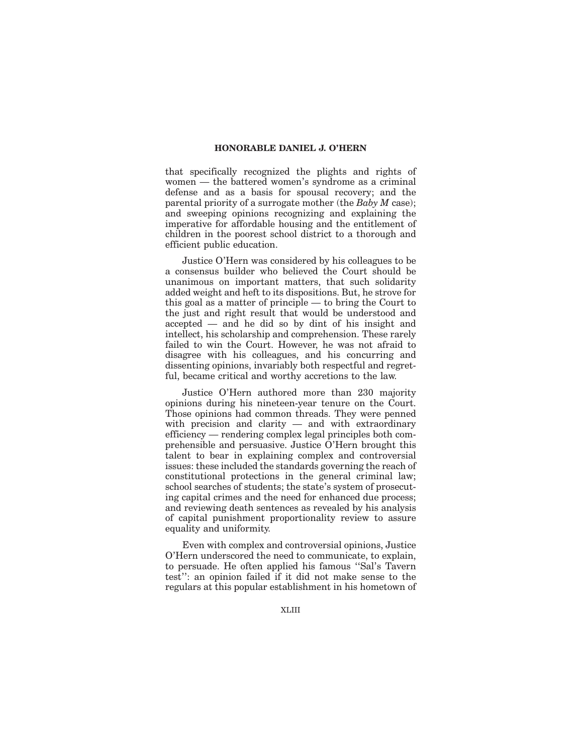that specifically recognized the plights and rights of women — the battered women's syndrome as a criminal defense and as a basis for spousal recovery; and the parental priority of a surrogate mother (the *Baby M* case); and sweeping opinions recognizing and explaining the imperative for affordable housing and the entitlement of children in the poorest school district to a thorough and efficient public education.

Justice O'Hern was considered by his colleagues to be a consensus builder who believed the Court should be unanimous on important matters, that such solidarity added weight and heft to its dispositions. But, he strove for this goal as a matter of principle — to bring the Court to the just and right result that would be understood and accepted — and he did so by dint of his insight and intellect, his scholarship and comprehension. These rarely failed to win the Court. However, he was not afraid to disagree with his colleagues, and his concurring and dissenting opinions, invariably both respectful and regretful, became critical and worthy accretions to the law.

Justice O'Hern authored more than 230 majority opinions during his nineteen-year tenure on the Court. Those opinions had common threads. They were penned with precision and clarity — and with extraordinary efficiency — rendering complex legal principles both comprehensible and persuasive. Justice O'Hern brought this talent to bear in explaining complex and controversial issues: these included the standards governing the reach of constitutional protections in the general criminal law; school searches of students; the state's system of prosecuting capital crimes and the need for enhanced due process; and reviewing death sentences as revealed by his analysis of capital punishment proportionality review to assure equality and uniformity.

Even with complex and controversial opinions, Justice O'Hern underscored the need to communicate, to explain, to persuade. He often applied his famous ''Sal's Tavern test'': an opinion failed if it did not make sense to the regulars at this popular establishment in his hometown of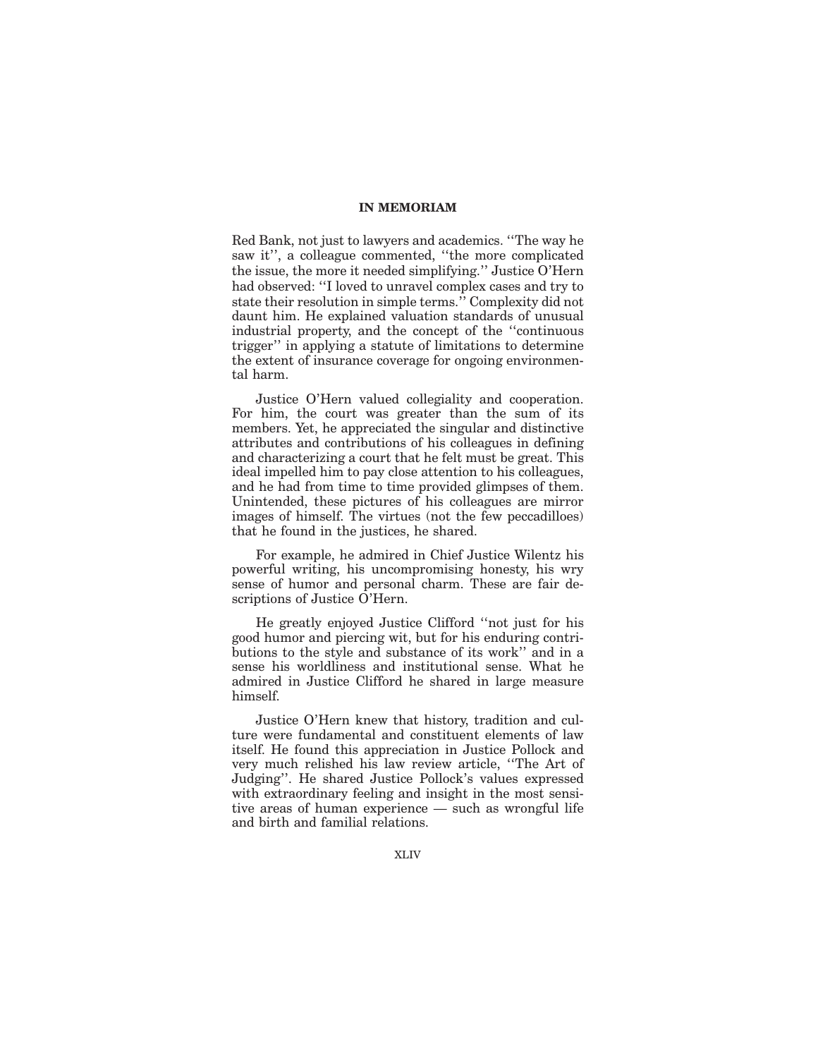Red Bank, not just to lawyers and academics. ''The way he saw it'', a colleague commented, ''the more complicated the issue, the more it needed simplifying.'' Justice O'Hern had observed: ''I loved to unravel complex cases and try to state their resolution in simple terms.'' Complexity did not daunt him. He explained valuation standards of unusual industrial property, and the concept of the ''continuous trigger'' in applying a statute of limitations to determine the extent of insurance coverage for ongoing environmental harm.

Justice O'Hern valued collegiality and cooperation. For him, the court was greater than the sum of its members. Yet, he appreciated the singular and distinctive attributes and contributions of his colleagues in defining and characterizing a court that he felt must be great. This ideal impelled him to pay close attention to his colleagues, and he had from time to time provided glimpses of them. Unintended, these pictures of his colleagues are mirror images of himself. The virtues (not the few peccadilloes) that he found in the justices, he shared.

For example, he admired in Chief Justice Wilentz his powerful writing, his uncompromising honesty, his wry sense of humor and personal charm. These are fair descriptions of Justice O'Hern.

He greatly enjoyed Justice Clifford ''not just for his good humor and piercing wit, but for his enduring contributions to the style and substance of its work'' and in a sense his worldliness and institutional sense. What he admired in Justice Clifford he shared in large measure himself.

Justice O'Hern knew that history, tradition and culture were fundamental and constituent elements of law itself. He found this appreciation in Justice Pollock and very much relished his law review article, ''The Art of Judging''. He shared Justice Pollock's values expressed with extraordinary feeling and insight in the most sensitive areas of human experience — such as wrongful life and birth and familial relations.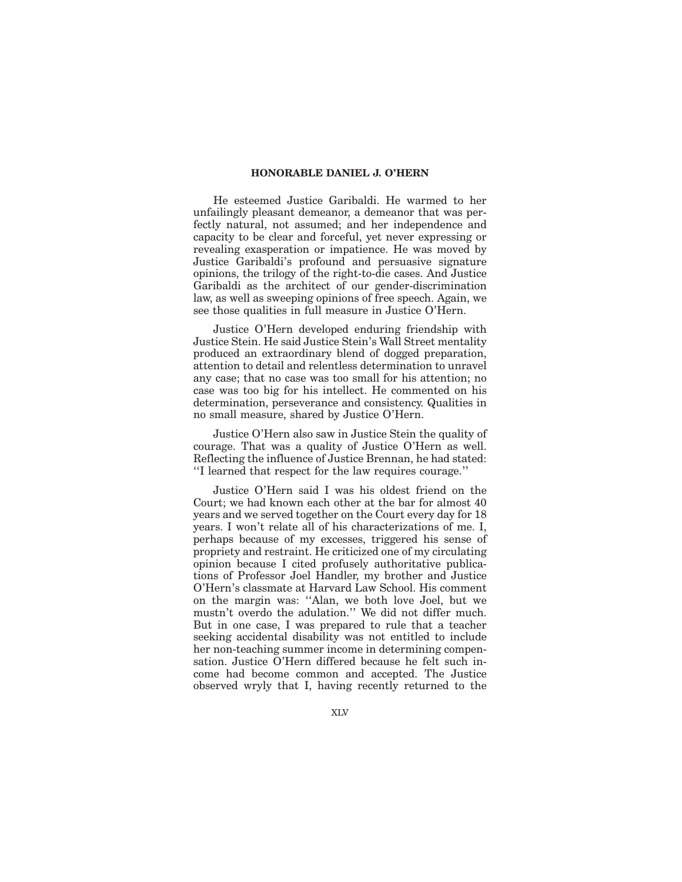He esteemed Justice Garibaldi. He warmed to her unfailingly pleasant demeanor, a demeanor that was perfectly natural, not assumed; and her independence and capacity to be clear and forceful, yet never expressing or revealing exasperation or impatience. He was moved by Justice Garibaldi's profound and persuasive signature opinions, the trilogy of the right-to-die cases. And Justice Garibaldi as the architect of our gender-discrimination law, as well as sweeping opinions of free speech. Again, we see those qualities in full measure in Justice O'Hern.

Justice O'Hern developed enduring friendship with Justice Stein. He said Justice Stein's Wall Street mentality produced an extraordinary blend of dogged preparation, attention to detail and relentless determination to unravel any case; that no case was too small for his attention; no case was too big for his intellect. He commented on his determination, perseverance and consistency. Qualities in no small measure, shared by Justice O'Hern.

Justice O'Hern also saw in Justice Stein the quality of courage. That was a quality of Justice O'Hern as well. Reflecting the influence of Justice Brennan, he had stated: ''I learned that respect for the law requires courage.''

Justice O'Hern said I was his oldest friend on the Court; we had known each other at the bar for almost 40 years and we served together on the Court every day for 18 years. I won't relate all of his characterizations of me. I, perhaps because of my excesses, triggered his sense of propriety and restraint. He criticized one of my circulating opinion because I cited profusely authoritative publications of Professor Joel Handler, my brother and Justice O'Hern's classmate at Harvard Law School. His comment on the margin was: ''Alan, we both love Joel, but we mustn't overdo the adulation.'' We did not differ much. But in one case, I was prepared to rule that a teacher seeking accidental disability was not entitled to include her non-teaching summer income in determining compensation. Justice O'Hern differed because he felt such income had become common and accepted. The Justice observed wryly that I, having recently returned to the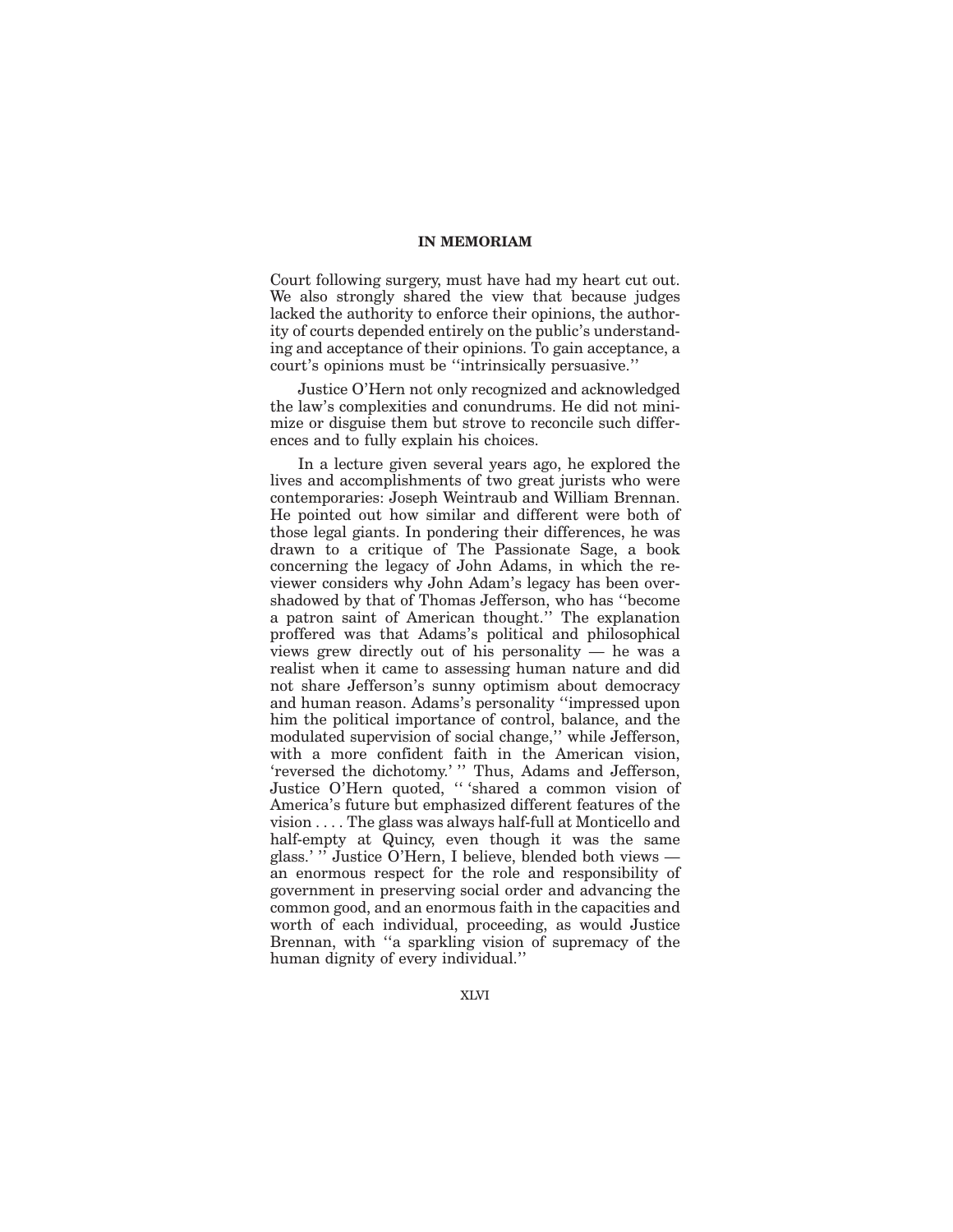Court following surgery, must have had my heart cut out. We also strongly shared the view that because judges lacked the authority to enforce their opinions, the authority of courts depended entirely on the public's understanding and acceptance of their opinions. To gain acceptance, a court's opinions must be ''intrinsically persuasive.''

Justice O'Hern not only recognized and acknowledged the law's complexities and conundrums. He did not minimize or disguise them but strove to reconcile such differences and to fully explain his choices.

In a lecture given several years ago, he explored the lives and accomplishments of two great jurists who were contemporaries: Joseph Weintraub and William Brennan. He pointed out how similar and different were both of those legal giants. In pondering their differences, he was drawn to a critique of The Passionate Sage, a book concerning the legacy of John Adams, in which the reviewer considers why John Adam's legacy has been overshadowed by that of Thomas Jefferson, who has ''become a patron saint of American thought.'' The explanation proffered was that Adams's political and philosophical views grew directly out of his personality — he was a realist when it came to assessing human nature and did not share Jefferson's sunny optimism about democracy and human reason. Adams's personality ''impressed upon him the political importance of control, balance, and the modulated supervision of social change,'' while Jefferson, with a more confident faith in the American vision, 'reversed the dichotomy.' '' Thus, Adams and Jefferson, Justice O'Hern quoted, '' 'shared a common vision of America's future but emphasized different features of the vision . . . . The glass was always half-full at Monticello and half-empty at Quincy, even though it was the same glass.' '' Justice O'Hern, I believe, blended both views — an enormous respect for the role and responsibility of government in preserving social order and advancing the common good, and an enormous faith in the capacities and worth of each individual, proceeding, as would Justice Brennan, with ''a sparkling vision of supremacy of the human dignity of every individual.''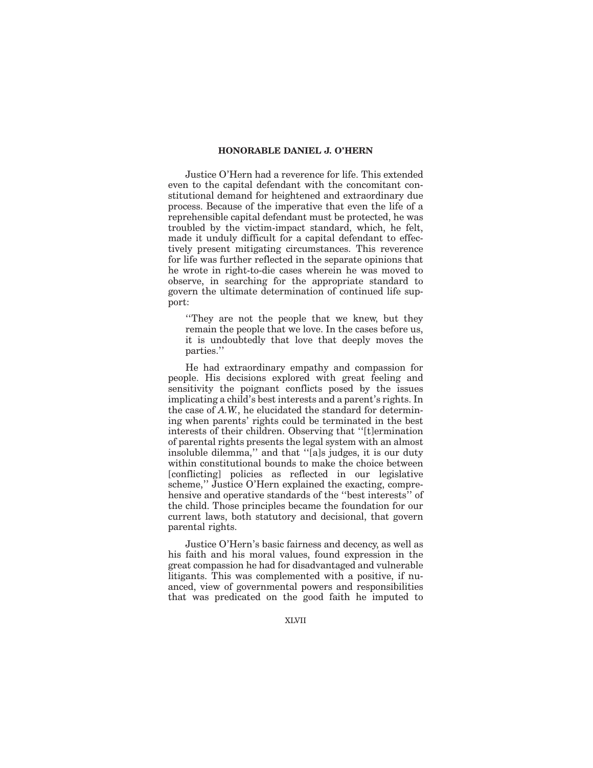## HONORABLE DANIEL J. O'HERN

Justice O'Hern had a reverence for life. This extended even to the capital defendant with the concomitant constitutional demand for heightened and extraordinary due process. Because of the imperative that even the life of a reprehensible capital defendant must be protected, he was troubled by the victim-impact standard, which, he felt, made it unduly difficult for a capital defendant to effectively present mitigating circumstances. This reverence for life was further reflected in the separate opinions that he wrote in right-to-die cases wherein he was moved to observe, in searching for the appropriate standard to govern the ultimate determination of continued life support:

> ''They are not the people that we knew, but they remain the people that we love. In the cases before us, it is undoubtedly that love that deeply moves the parties.''

He had extraordinary empathy and compassion for people. His decisions explored with great feeling and sensitivity the poignant conflicts posed by the issues implicating a child's best interests and a parent's rights. In the case of *A.W.*, he elucidated the standard for determining when parents' rights could be terminated in the best interests of their children. Observing that ''[t]ermination of parental rights presents the legal system with an almost insoluble dilemma,'' and that ''[a]s judges, it is our duty within constitutional bounds to make the choice between [conflicting] policies as reflected in our legislative scheme,'' Justice O'Hern explained the exacting, comprehensive and operative standards of the ''best interests'' of the child. Those principles became the foundation for our current laws, both statutory and decisional, that govern parental rights.

Justice O'Hern's basic fairness and decency, as well as his faith and his moral values, found expression in the great compassion he had for disadvantaged and vulnerable litigants. This was complemented with a positive, if nuanced, view of governmental powers and responsibilities that was predicated on the good faith he imputed to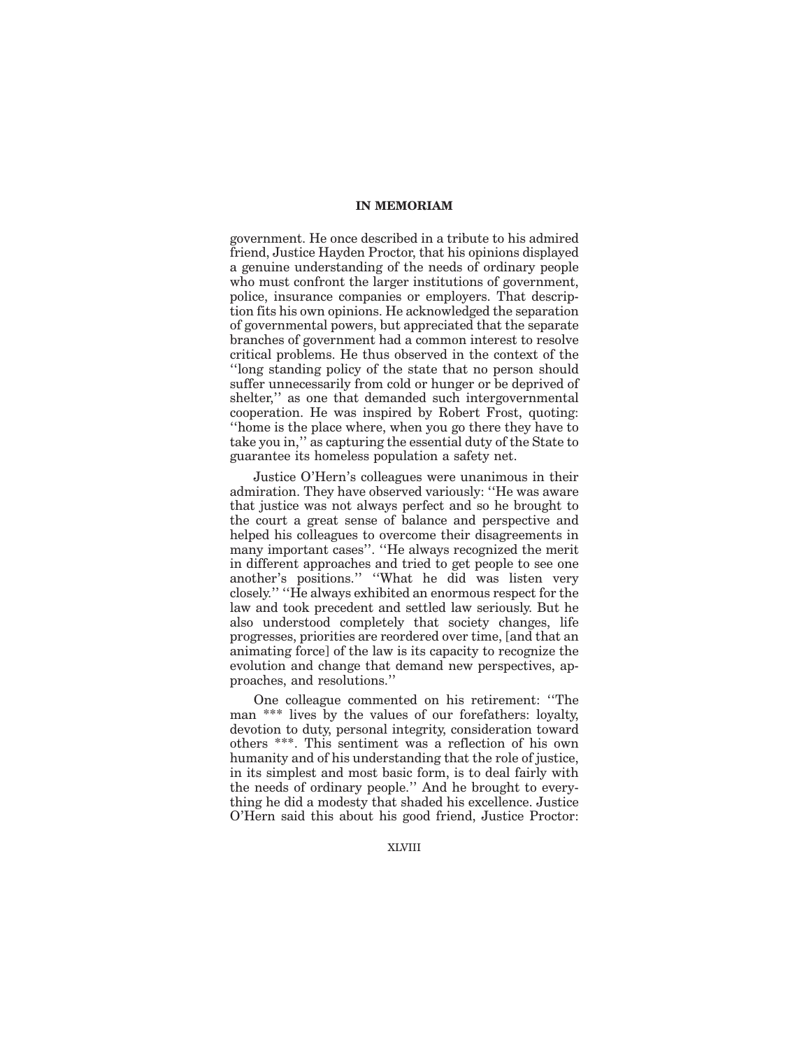government. He once described in a tribute to his admired friend, Justice Hayden Proctor, that his opinions displayed a genuine understanding of the needs of ordinary people who must confront the larger institutions of government, police, insurance companies or employers. That description fits his own opinions. He acknowledged the separation of governmental powers, but appreciated that the separate branches of government had a common interest to resolve critical problems. He thus observed in the context of the ''long standing policy of the state that no person should suffer unnecessarily from cold or hunger or be deprived of shelter,'' as one that demanded such intergovernmental cooperation. He was inspired by Robert Frost, quoting: ''home is the place where, when you go there they have to take you in,'' as capturing the essential duty of the State to guarantee its homeless population a safety net.

Justice O'Hern's colleagues were unanimous in their admiration. They have observed variously: ''He was aware that justice was not always perfect and so he brought to the court a great sense of balance and perspective and helped his colleagues to overcome their disagreements in many important cases''. ''He always recognized the merit in different approaches and tried to get people to see one another's positions.'' ''What he did was listen very closely.'' ''He always exhibited an enormous respect for the law and took precedent and settled law seriously. But he also understood completely that society changes, life progresses, priorities are reordered over time, [and that an animating force] of the law is its capacity to recognize the evolution and change that demand new perspectives, approaches, and resolutions.''

One colleague commented on his retirement: ''The man *** lives by the values of our forefathers: loyalty, devotion to duty, personal integrity, consideration toward others ***. This sentiment was a reflection of his own humanity and of his understanding that the role of justice, in its simplest and most basic form, is to deal fairly with the needs of ordinary people.'' And he brought to everything he did a modesty that shaded his excellence. Justice O'Hern said this about his good friend, Justice Proctor: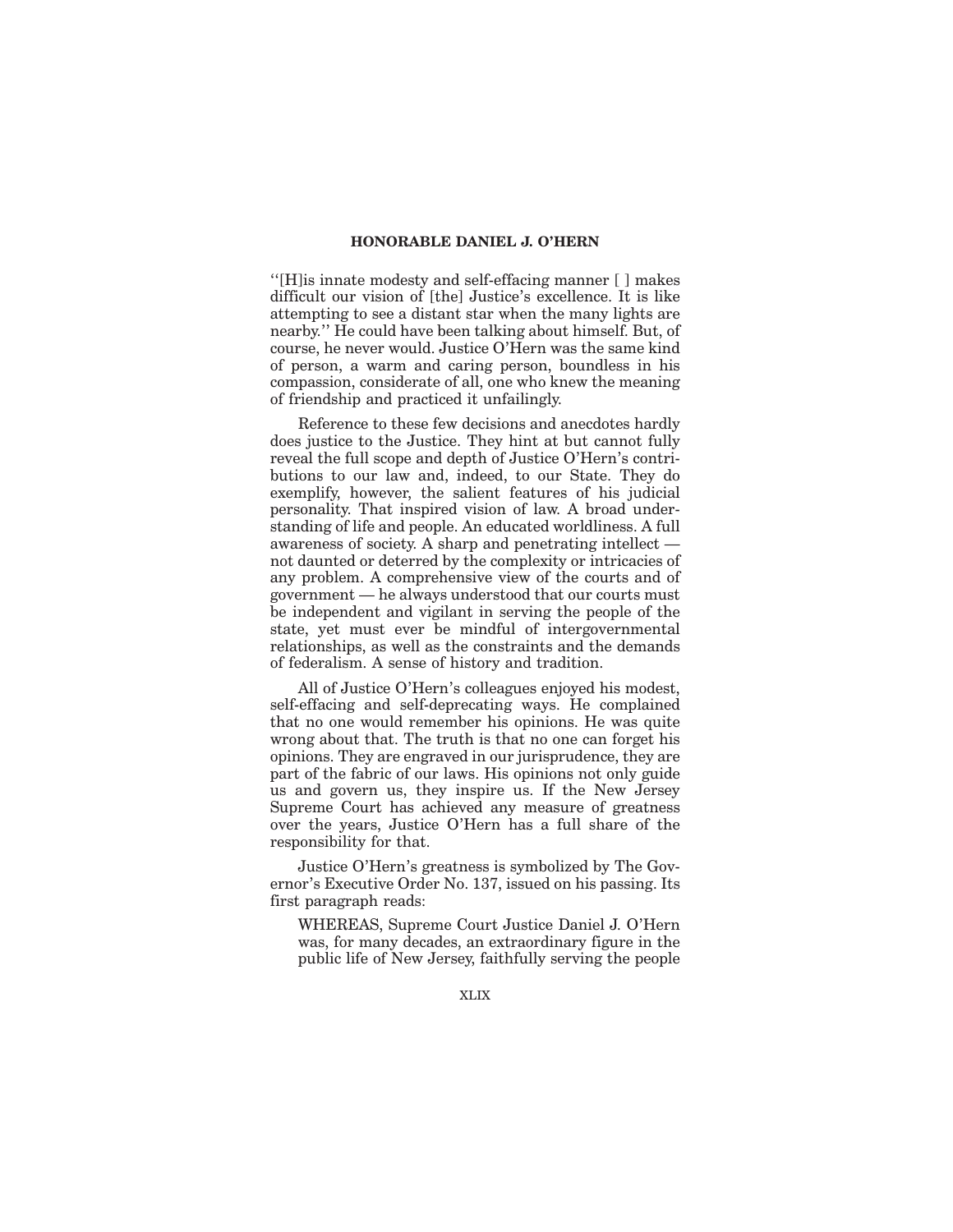''[H]is innate modesty and self-effacing manner [ ] makes difficult our vision of [the] Justice's excellence. It is like attempting to see a distant star when the many lights are nearby.'' He could have been talking about himself. But, of course, he never would. Justice O'Hern was the same kind of person, a warm and caring person, boundless in his compassion, considerate of all, one who knew the meaning of friendship and practiced it unfailingly.

Reference to these few decisions and anecdotes hardly does justice to the Justice. They hint at but cannot fully reveal the full scope and depth of Justice O'Hern's contributions to our law and, indeed, to our State. They do exemplify, however, the salient features of his judicial personality. That inspired vision of law. A broad understanding of life and people. An educated worldliness. A full awareness of society. A sharp and penetrating intellect — not daunted or deterred by the complexity or intricacies of any problem. A comprehensive view of the courts and of government — he always understood that our courts must be independent and vigilant in serving the people of the state, yet must ever be mindful of intergovernmental relationships, as well as the constraints and the demands of federalism. A sense of history and tradition.

All of Justice O'Hern's colleagues enjoyed his modest, self-effacing and self-deprecating ways. He complained that no one would remember his opinions. He was quite wrong about that. The truth is that no one can forget his opinions. They are engraved in our jurisprudence, they are part of the fabric of our laws. His opinions not only guide us and govern us, they inspire us. If the New Jersey Supreme Court has achieved any measure of greatness over the years, Justice O'Hern has a full share of the responsibility for that.

Justice O'Hern's greatness is symbolized by The Governor's Executive Order No. 137, issued on his passing. Its first paragraph reads:

> WHEREAS, Supreme Court Justice Daniel J. O'Hern was, for many decades, an extraordinary figure in the public life of New Jersey, faithfully serving the people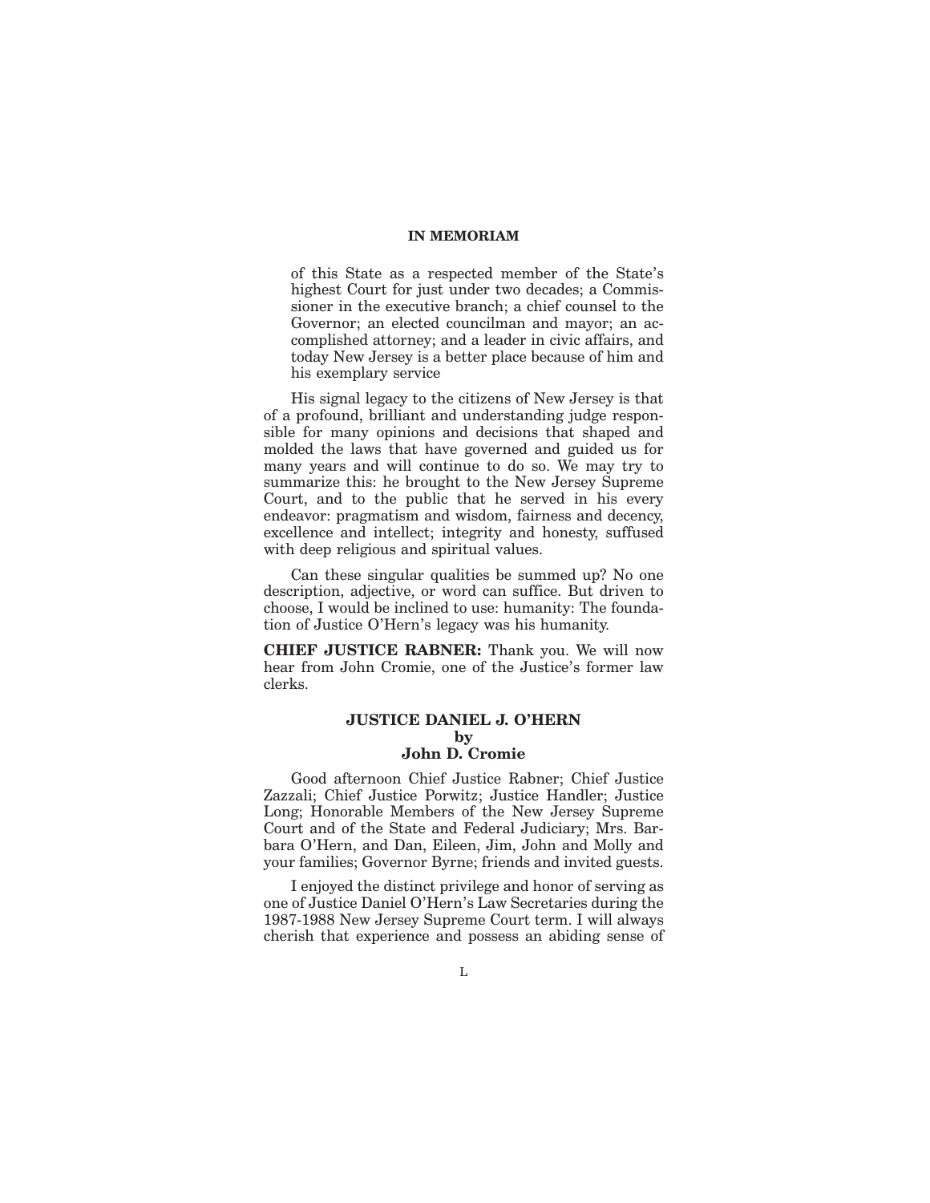of this State as a respected member of the State's highest Court for just under two decades; a Commissioner in the executive branch; a chief counsel to the Governor; an elected councilman and mayor; an accomplished attorney; and a leader in civic affairs, and today New Jersey is a better place because of him and his exemplary service

His signal legacy to the citizens of New Jersey is that of a profound, brilliant and understanding judge responsible for many opinions and decisions that shaped and molded the laws that have governed and guided us for many years and will continue to do so. We may try to summarize this: he brought to the New Jersey Supreme Court, and to the public that he served in his every endeavor: pragmatism and wisdom, fairness and decency, excellence and intellect; integrity and honesty, suffused with deep religious and spiritual values.

Can these singular qualities be summed up? No one description, adjective, or word can suffice. But driven to choose, I would be inclined to use: humanity: The foundation of Justice O'Hern's legacy was his humanity.

**CHIEF JUSTICE RABNER:** Thank you. We will now hear from John Cromie, one of the Justice's former law clerks.

### JUSTICE DANIEL J. O'HERN
### by
### John D. Cromie

Good afternoon Chief Justice Rabner; Chief Justice Zazzali; Chief Justice Porwitz; Justice Handler; Justice Long; Honorable Members of the New Jersey Supreme Court and of the State and Federal Judiciary; Mrs. Barbara O'Hern, and Dan, Eileen, Jim, John and Molly and your families; Governor Byrne; friends and invited guests.

I enjoyed the distinct privilege and honor of serving as one of Justice Daniel O'Hern's Law Secretaries during the 1987-1988 New Jersey Supreme Court term. I will always cherish that experience and possess an abiding sense of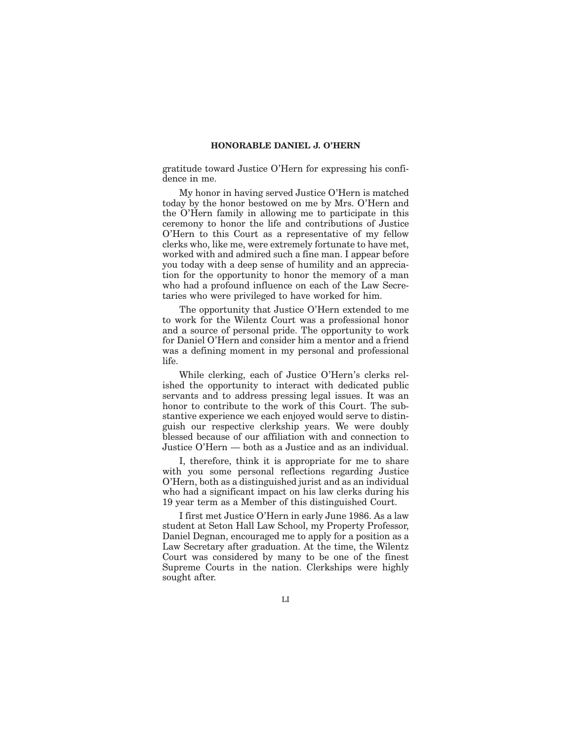gratitude toward Justice O'Hern for expressing his confidence in me.

My honor in having served Justice O'Hern is matched today by the honor bestowed on me by Mrs. O'Hern and the O'Hern family in allowing me to participate in this ceremony to honor the life and contributions of Justice O'Hern to this Court as a representative of my fellow clerks who, like me, were extremely fortunate to have met, worked with and admired such a fine man. I appear before you today with a deep sense of humility and an appreciation for the opportunity to honor the memory of a man who had a profound influence on each of the Law Secretaries who were privileged to have worked for him.

The opportunity that Justice O'Hern extended to me to work for the Wilentz Court was a professional honor and a source of personal pride. The opportunity to work for Daniel O'Hern and consider him a mentor and a friend was a defining moment in my personal and professional life.

While clerking, each of Justice O'Hern's clerks relished the opportunity to interact with dedicated public servants and to address pressing legal issues. It was an honor to contribute to the work of this Court. The substantive experience we each enjoyed would serve to distinguish our respective clerkship years. We were doubly blessed because of our affiliation with and connection to Justice O'Hern — both as a Justice and as an individual.

I, therefore, think it is appropriate for me to share with you some personal reflections regarding Justice O'Hern, both as a distinguished jurist and as an individual who had a significant impact on his law clerks during his 19 year term as a Member of this distinguished Court.

I first met Justice O'Hern in early June 1986. As a law student at Seton Hall Law School, my Property Professor, Daniel Degnan, encouraged me to apply for a position as a Law Secretary after graduation. At the time, the Wilentz Court was considered by many to be one of the finest Supreme Courts in the nation. Clerkships were highly sought after.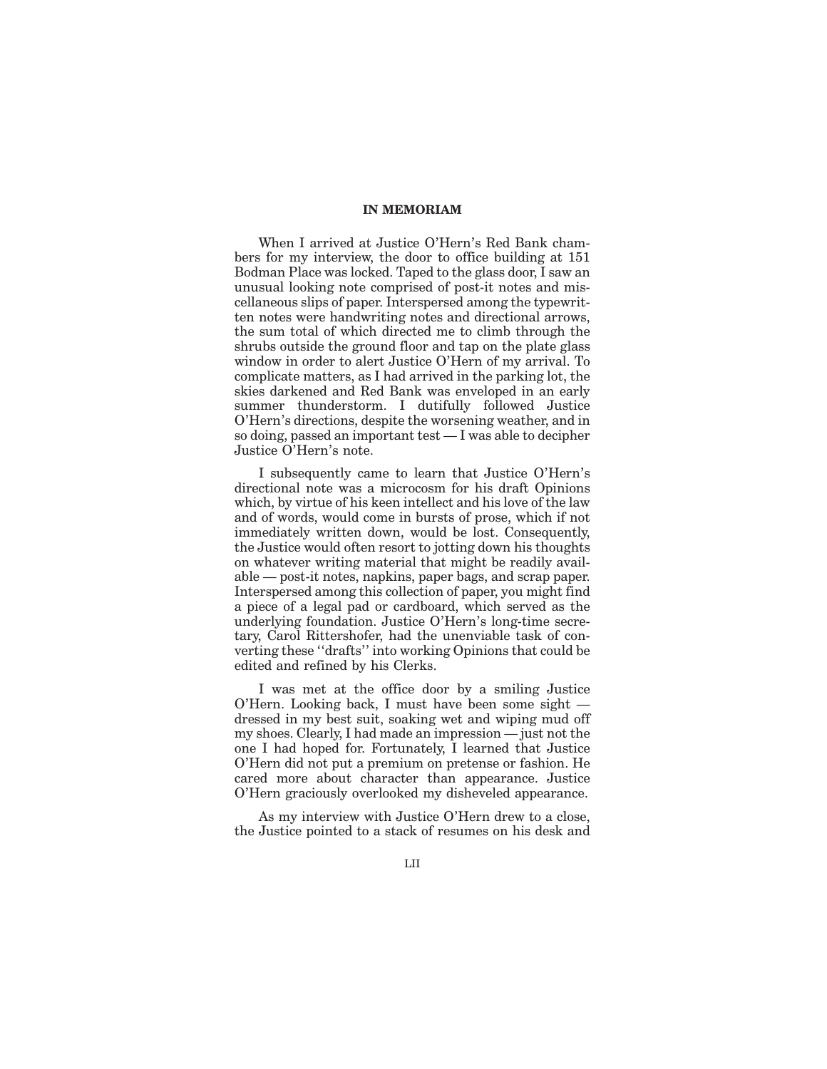**IN MEMORIAM**

When I arrived at Justice O'Hern's Red Bank chambers for my interview, the door to office building at 151 Bodman Place was locked. Taped to the glass door, I saw an unusual looking note comprised of post-it notes and miscellaneous slips of paper. Interspersed among the typewritten notes were handwriting notes and directional arrows, the sum total of which directed me to climb through the shrubs outside the ground floor and tap on the plate glass window in order to alert Justice O'Hern of my arrival. To complicate matters, as I had arrived in the parking lot, the skies darkened and Red Bank was enveloped in an early summer thunderstorm. I dutifully followed Justice O'Hern's directions, despite the worsening weather, and in so doing, passed an important test — I was able to decipher Justice O'Hern's note.

I subsequently came to learn that Justice O'Hern's directional note was a microcosm for his draft Opinions which, by virtue of his keen intellect and his love of the law and of words, would come in bursts of prose, which if not immediately written down, would be lost. Consequently, the Justice would often resort to jotting down his thoughts on whatever writing material that might be readily available — post-it notes, napkins, paper bags, and scrap paper. Interspersed among this collection of paper, you might find a piece of a legal pad or cardboard, which served as the underlying foundation. Justice O'Hern's long-time secretary, Carol Rittershofer, had the unenviable task of converting these ''drafts'' into working Opinions that could be edited and refined by his Clerks.

I was met at the office door by a smiling Justice O'Hern. Looking back, I must have been some sight — dressed in my best suit, soaking wet and wiping mud off my shoes. Clearly, I had made an impression — just not the one I had hoped for. Fortunately, I learned that Justice O'Hern did not put a premium on pretense or fashion. He cared more about character than appearance. Justice O'Hern graciously overlooked my disheveled appearance.

As my interview with Justice O'Hern drew to a close, the Justice pointed to a stack of resumes on his desk and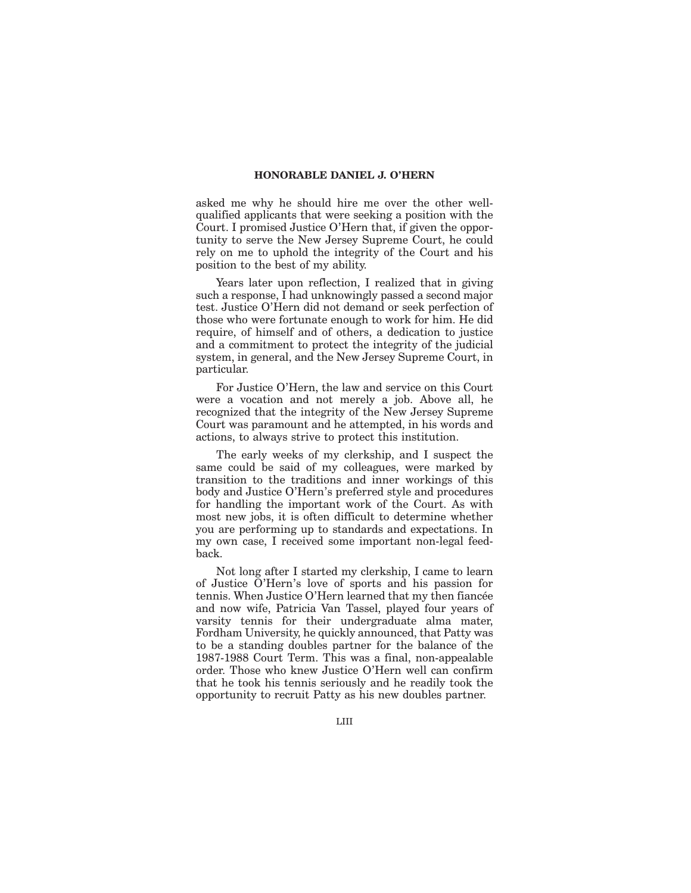asked me why he should hire me over the other well-qualified applicants that were seeking a position with the Court. I promised Justice O'Hern that, if given the opportunity to serve the New Jersey Supreme Court, he could rely on me to uphold the integrity of the Court and his position to the best of my ability.

Years later upon reflection, I realized that in giving such a response, I had unknowingly passed a second major test. Justice O'Hern did not demand or seek perfection of those who were fortunate enough to work for him. He did require, of himself and of others, a dedication to justice and a commitment to protect the integrity of the judicial system, in general, and the New Jersey Supreme Court, in particular.

For Justice O'Hern, the law and service on this Court were a vocation and not merely a job. Above all, he recognized that the integrity of the New Jersey Supreme Court was paramount and he attempted, in his words and actions, to always strive to protect this institution.

The early weeks of my clerkship, and I suspect the same could be said of my colleagues, were marked by transition to the traditions and inner workings of this body and Justice O'Hern's preferred style and procedures for handling the important work of the Court. As with most new jobs, it is often difficult to determine whether you are performing up to standards and expectations. In my own case, I received some important non-legal feedback.

Not long after I started my clerkship, I came to learn of Justice O'Hern's love of sports and his passion for tennis. When Justice O'Hern learned that my then fiancée and now wife, Patricia Van Tassel, played four years of varsity tennis for their undergraduate alma mater, Fordham University, he quickly announced, that Patty was to be a standing doubles partner for the balance of the 1987-1988 Court Term. This was a final, non-appealable order. Those who knew Justice O'Hern well can confirm that he took his tennis seriously and he readily took the opportunity to recruit Patty as his new doubles partner.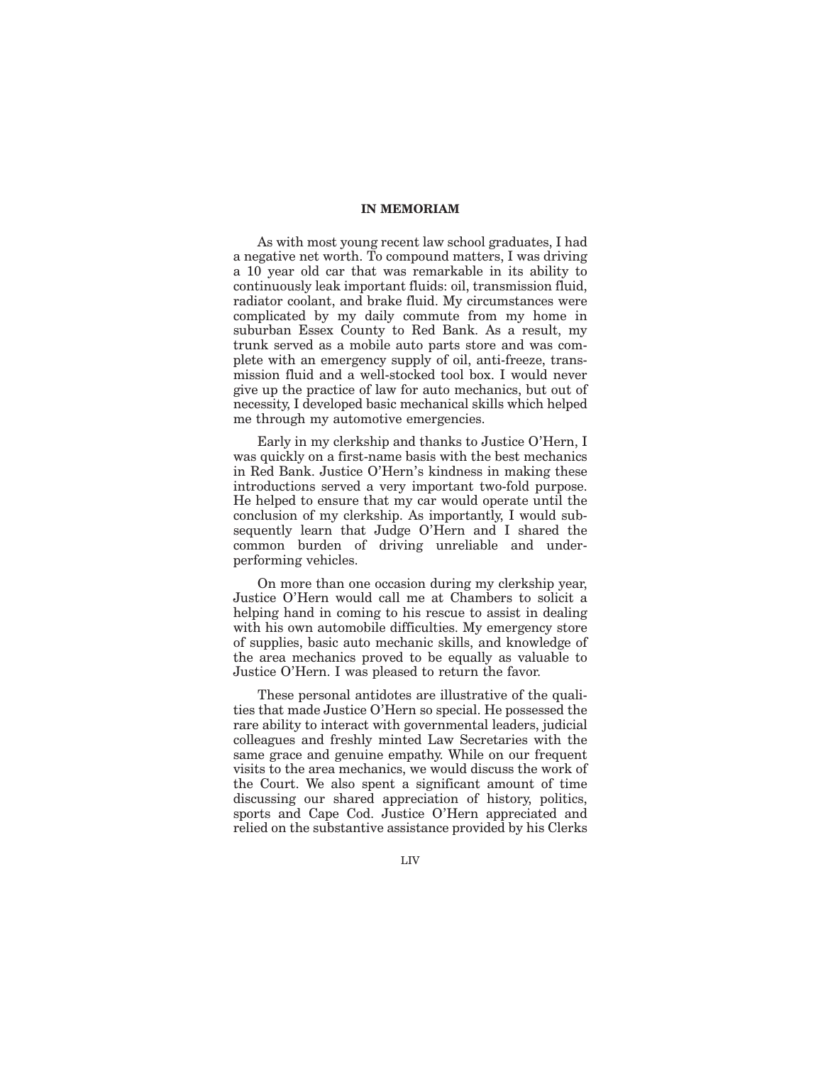**IN MEMORIAM**

As with most young recent law school graduates, I had a negative net worth. To compound matters, I was driving a 10 year old car that was remarkable in its ability to continuously leak important fluids: oil, transmission fluid, radiator coolant, and brake fluid. My circumstances were complicated by my daily commute from my home in suburban Essex County to Red Bank. As a result, my trunk served as a mobile auto parts store and was complete with an emergency supply of oil, anti-freeze, transmission fluid and a well-stocked tool box. I would never give up the practice of law for auto mechanics, but out of necessity, I developed basic mechanical skills which helped me through my automotive emergencies.

Early in my clerkship and thanks to Justice O'Hern, I was quickly on a first-name basis with the best mechanics in Red Bank. Justice O'Hern's kindness in making these introductions served a very important two-fold purpose. He helped to ensure that my car would operate until the conclusion of my clerkship. As importantly, I would subsequently learn that Judge O'Hern and I shared the common burden of driving unreliable and underperforming vehicles.

On more than one occasion during my clerkship year, Justice O'Hern would call me at Chambers to solicit a helping hand in coming to his rescue to assist in dealing with his own automobile difficulties. My emergency store of supplies, basic auto mechanic skills, and knowledge of the area mechanics proved to be equally as valuable to Justice O'Hern. I was pleased to return the favor.

These personal antidotes are illustrative of the qualities that made Justice O'Hern so special. He possessed the rare ability to interact with governmental leaders, judicial colleagues and freshly minted Law Secretaries with the same grace and genuine empathy. While on our frequent visits to the area mechanics, we would discuss the work of the Court. We also spent a significant amount of time discussing our shared appreciation of history, politics, sports and Cape Cod. Justice O'Hern appreciated and relied on the substantive assistance provided by his Clerks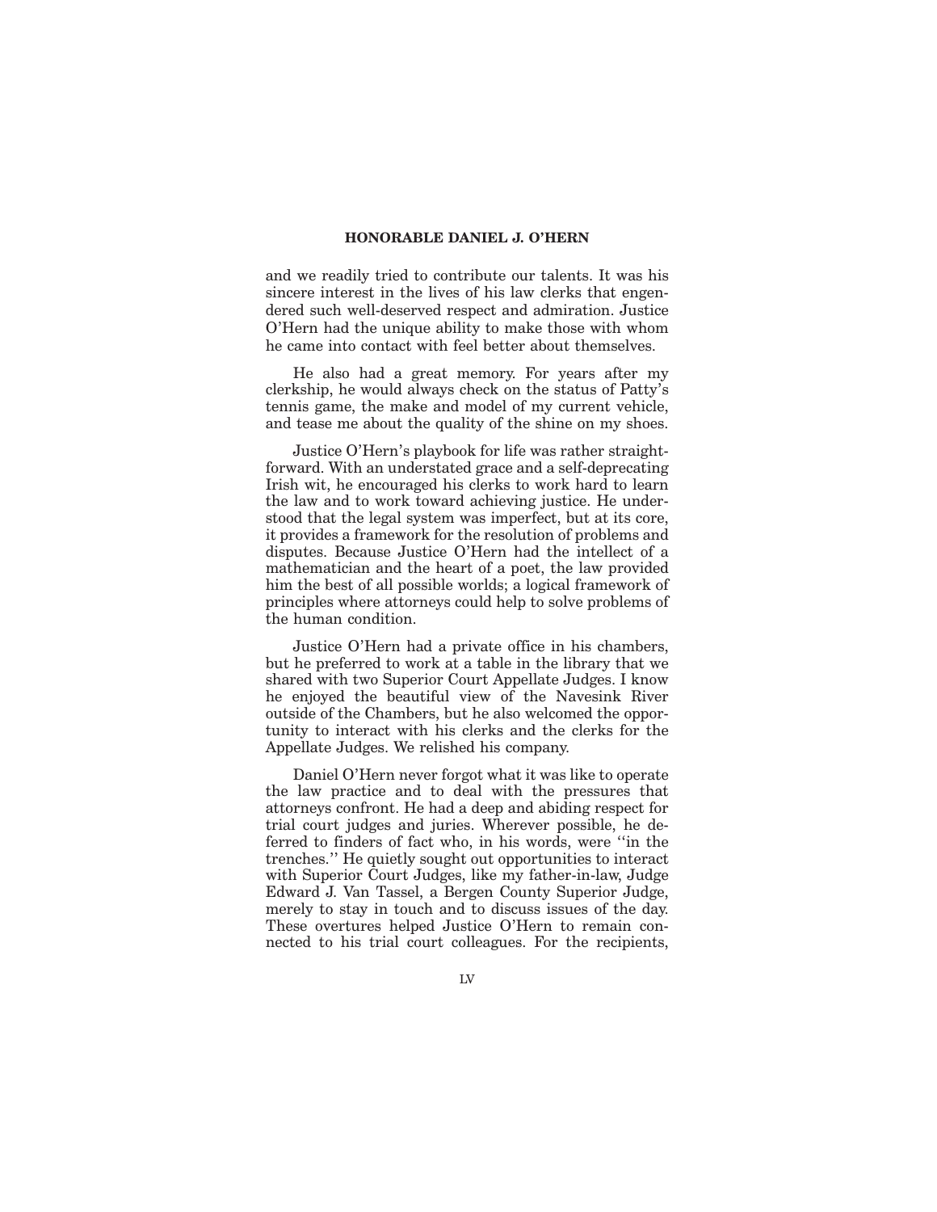and we readily tried to contribute our talents. It was his sincere interest in the lives of his law clerks that engendered such well-deserved respect and admiration. Justice O'Hern had the unique ability to make those with whom he came into contact with feel better about themselves.

He also had a great memory. For years after my clerkship, he would always check on the status of Patty's tennis game, the make and model of my current vehicle, and tease me about the quality of the shine on my shoes.

Justice O'Hern's playbook for life was rather straightforward. With an understated grace and a self-deprecating Irish wit, he encouraged his clerks to work hard to learn the law and to work toward achieving justice. He understood that the legal system was imperfect, but at its core, it provides a framework for the resolution of problems and disputes. Because Justice O'Hern had the intellect of a mathematician and the heart of a poet, the law provided him the best of all possible worlds; a logical framework of principles where attorneys could help to solve problems of the human condition.

Justice O'Hern had a private office in his chambers, but he preferred to work at a table in the library that we shared with two Superior Court Appellate Judges. I know he enjoyed the beautiful view of the Navesink River outside of the Chambers, but he also welcomed the opportunity to interact with his clerks and the clerks for the Appellate Judges. We relished his company.

Daniel O'Hern never forgot what it was like to operate the law practice and to deal with the pressures that attorneys confront. He had a deep and abiding respect for trial court judges and juries. Wherever possible, he deferred to finders of fact who, in his words, were "in the trenches." He quietly sought out opportunities to interact with Superior Court Judges, like my father-in-law, Judge Edward J. Van Tassel, a Bergen County Superior Judge, merely to stay in touch and to discuss issues of the day. These overtures helped Justice O'Hern to remain connected to his trial court colleagues. For the recipients,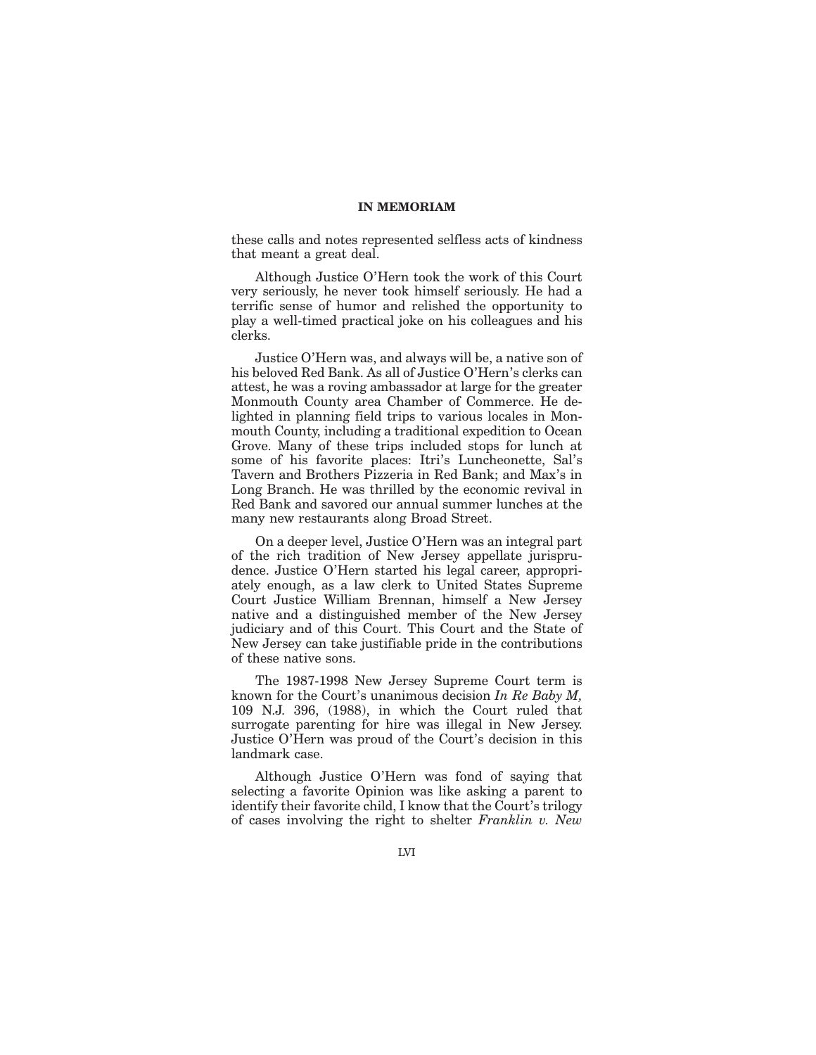these calls and notes represented selfless acts of kindness that meant a great deal.

Although Justice O'Hern took the work of this Court very seriously, he never took himself seriously. He had a terrific sense of humor and relished the opportunity to play a well-timed practical joke on his colleagues and his clerks.

Justice O'Hern was, and always will be, a native son of his beloved Red Bank. As all of Justice O'Hern's clerks can attest, he was a roving ambassador at large for the greater Monmouth County area Chamber of Commerce. He delighted in planning field trips to various locales in Monmouth County, including a traditional expedition to Ocean Grove. Many of these trips included stops for lunch at some of his favorite places: Itri's Luncheonette, Sal's Tavern and Brothers Pizzeria in Red Bank; and Max's in Long Branch. He was thrilled by the economic revival in Red Bank and savored our annual summer lunches at the many new restaurants along Broad Street.

On a deeper level, Justice O'Hern was an integral part of the rich tradition of New Jersey appellate jurisprudence. Justice O'Hern started his legal career, appropriately enough, as a law clerk to United States Supreme Court Justice William Brennan, himself a New Jersey native and a distinguished member of the New Jersey judiciary and of this Court. This Court and the State of New Jersey can take justifiable pride in the contributions of these native sons.

The 1987-1998 New Jersey Supreme Court term is known for the Court's unanimous decision *In Re Baby M,* 109 N.J. 396, (1988), in which the Court ruled that surrogate parenting for hire was illegal in New Jersey. Justice O'Hern was proud of the Court's decision in this landmark case.

Although Justice O'Hern was fond of saying that selecting a favorite Opinion was like asking a parent to identify their favorite child, I know that the Court's trilogy of cases involving the right to shelter *Franklin v. New*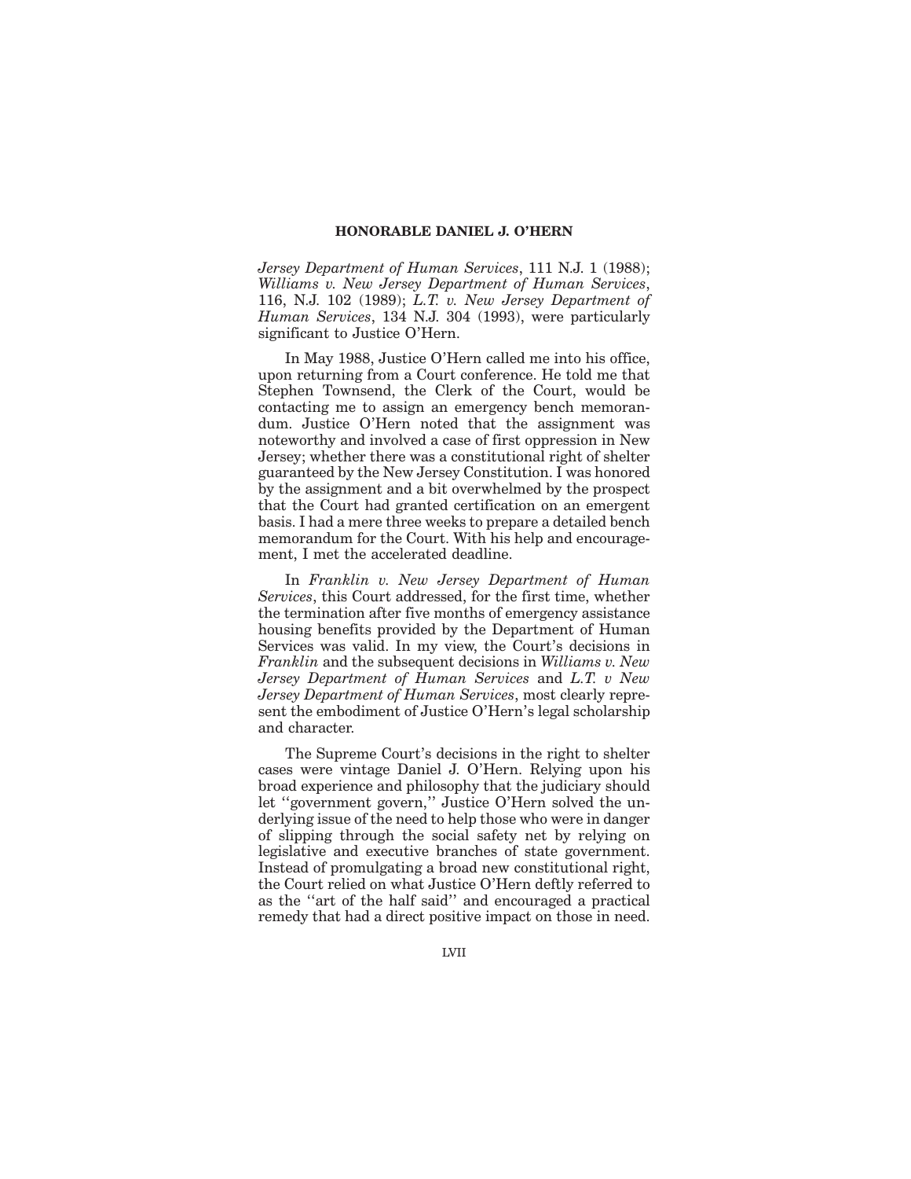*Jersey Department of Human Services*, 111 N.J. 1 (1988); *Williams v. New Jersey Department of Human Services*, 116, N.J. 102 (1989); *L.T. v. New Jersey Department of Human Services*, 134 N.J. 304 (1993), were particularly significant to Justice O'Hern.

In May 1988, Justice O'Hern called me into his office, upon returning from a Court conference. He told me that Stephen Townsend, the Clerk of the Court, would be contacting me to assign an emergency bench memorandum. Justice O'Hern noted that the assignment was noteworthy and involved a case of first oppression in New Jersey; whether there was a constitutional right of shelter guaranteed by the New Jersey Constitution. I was honored by the assignment and a bit overwhelmed by the prospect that the Court had granted certification on an emergent basis. I had a mere three weeks to prepare a detailed bench memorandum for the Court. With his help and encouragement, I met the accelerated deadline.

In *Franklin v. New Jersey Department of Human Services*, this Court addressed, for the first time, whether the termination after five months of emergency assistance housing benefits provided by the Department of Human Services was valid. In my view, the Court's decisions in *Franklin* and the subsequent decisions in *Williams v. New Jersey Department of Human Services* and *L.T. v New Jersey Department of Human Services*, most clearly represent the embodiment of Justice O'Hern's legal scholarship and character.

The Supreme Court's decisions in the right to shelter cases were vintage Daniel J. O'Hern. Relying upon his broad experience and philosophy that the judiciary should let ''government govern,'' Justice O'Hern solved the underlying issue of the need to help those who were in danger of slipping through the social safety net by relying on legislative and executive branches of state government. Instead of promulgating a broad new constitutional right, the Court relied on what Justice O'Hern deftly referred to as the ''art of the half said'' and encouraged a practical remedy that had a direct positive impact on those in need.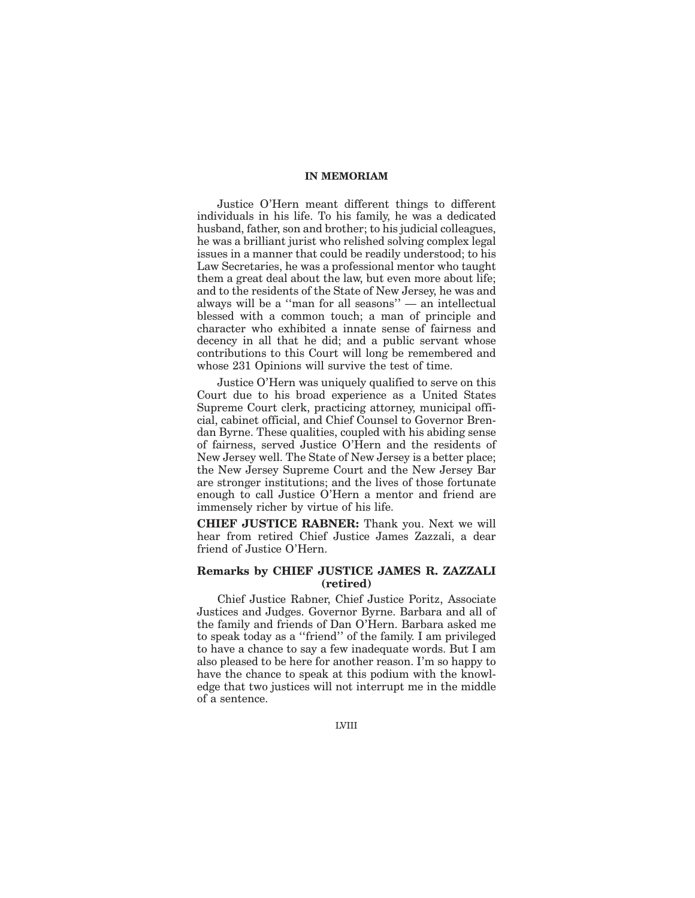Justice O'Hern meant different things to different individuals in his life. To his family, he was a dedicated husband, father, son and brother; to his judicial colleagues, he was a brilliant jurist who relished solving complex legal issues in a manner that could be readily understood; to his Law Secretaries, he was a professional mentor who taught them a great deal about the law, but even more about life; and to the residents of the State of New Jersey, he was and always will be a ''man for all seasons'' — an intellectual blessed with a common touch; a man of principle and character who exhibited a innate sense of fairness and decency in all that he did; and a public servant whose contributions to this Court will long be remembered and whose 231 Opinions will survive the test of time.

Justice O'Hern was uniquely qualified to serve on this Court due to his broad experience as a United States Supreme Court clerk, practicing attorney, municipal official, cabinet official, and Chief Counsel to Governor Brendan Byrne. These qualities, coupled with his abiding sense of fairness, served Justice O'Hern and the residents of New Jersey well. The State of New Jersey is a better place; the New Jersey Supreme Court and the New Jersey Bar are stronger institutions; and the lives of those fortunate enough to call Justice O'Hern a mentor and friend are immensely richer by virtue of his life.

**CHIEF JUSTICE RABNER:** Thank you. Next we will hear from retired Chief Justice James Zazzali, a dear friend of Justice O'Hern.

### Remarks by CHIEF JUSTICE JAMES R. ZAZZALI (retired)

Chief Justice Rabner, Chief Justice Poritz, Associate Justices and Judges. Governor Byrne. Barbara and all of the family and friends of Dan O'Hern. Barbara asked me to speak today as a ''friend'' of the family. I am privileged to have a chance to say a few inadequate words. But I am also pleased to be here for another reason. I'm so happy to have the chance to speak at this podium with the knowledge that two justices will not interrupt me in the middle of a sentence.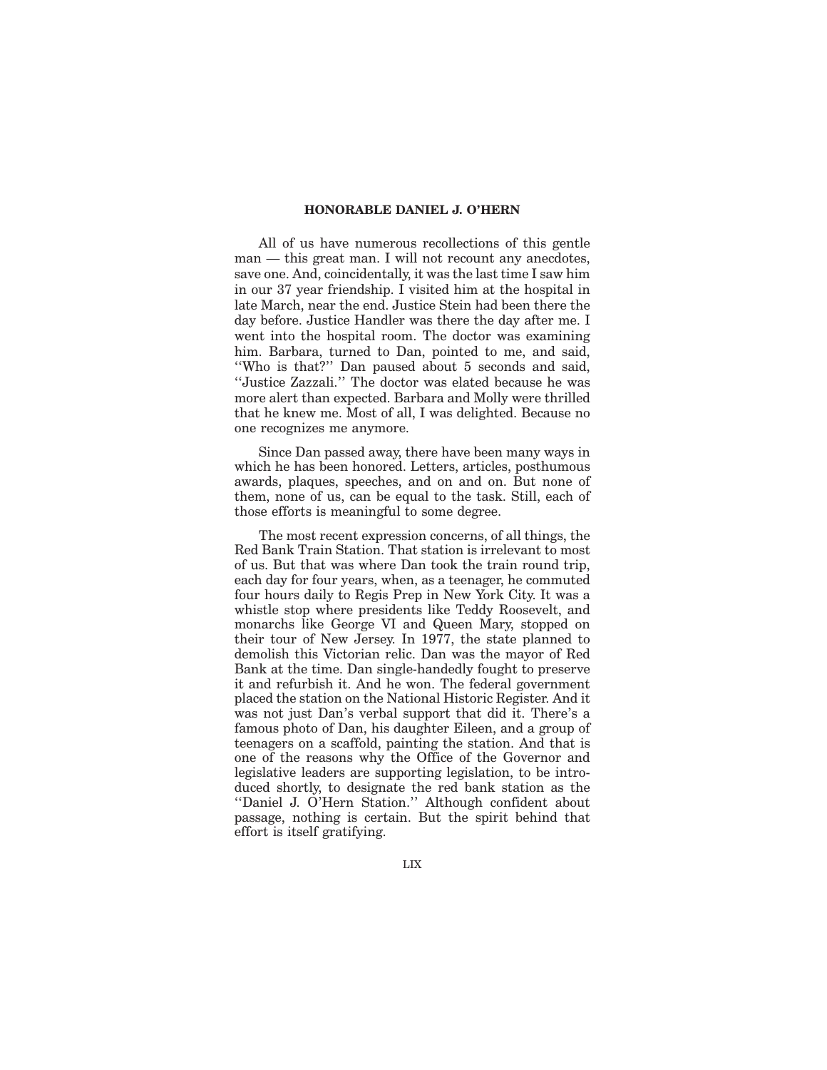All of us have numerous recollections of this gentle man — this great man. I will not recount any anecdotes, save one. And, coincidentally, it was the last time I saw him in our 37 year friendship. I visited him at the hospital in late March, near the end. Justice Stein had been there the day before. Justice Handler was there the day after me. I went into the hospital room. The doctor was examining him. Barbara, turned to Dan, pointed to me, and said, ''Who is that?'' Dan paused about 5 seconds and said, ''Justice Zazzali.'' The doctor was elated because he was more alert than expected. Barbara and Molly were thrilled that he knew me. Most of all, I was delighted. Because no one recognizes me anymore.

Since Dan passed away, there have been many ways in which he has been honored. Letters, articles, posthumous awards, plaques, speeches, and on and on. But none of them, none of us, can be equal to the task. Still, each of those efforts is meaningful to some degree.

The most recent expression concerns, of all things, the Red Bank Train Station. That station is irrelevant to most of us. But that was where Dan took the train round trip, each day for four years, when, as a teenager, he commuted four hours daily to Regis Prep in New York City. It was a whistle stop where presidents like Teddy Roosevelt, and monarchs like George VI and Queen Mary, stopped on their tour of New Jersey. In 1977, the state planned to demolish this Victorian relic. Dan was the mayor of Red Bank at the time. Dan single-handedly fought to preserve it and refurbish it. And he won. The federal government placed the station on the National Historic Register. And it was not just Dan's verbal support that did it. There's a famous photo of Dan, his daughter Eileen, and a group of teenagers on a scaffold, painting the station. And that is one of the reasons why the Office of the Governor and legislative leaders are supporting legislation, to be introduced shortly, to designate the red bank station as the ''Daniel J. O'Hern Station.'' Although confident about passage, nothing is certain. But the spirit behind that effort is itself gratifying.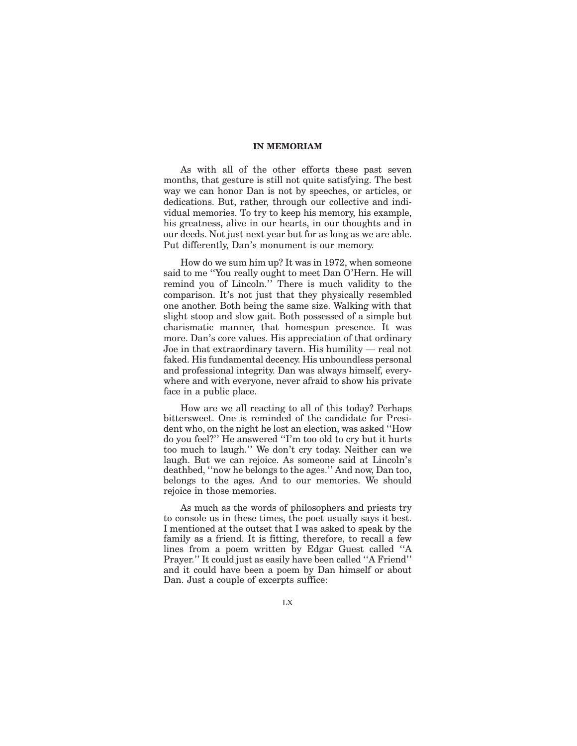As with all of the other efforts these past seven months, that gesture is still not quite satisfying. The best way we can honor Dan is not by speeches, or articles, or dedications. But, rather, through our collective and individual memories. To try to keep his memory, his example, his greatness, alive in our hearts, in our thoughts and in our deeds. Not just next year but for as long as we are able. Put differently, Dan's monument is our memory.

How do we sum him up? It was in 1972, when someone said to me ''You really ought to meet Dan O'Hern. He will remind you of Lincoln.'' There is much validity to the comparison. It's not just that they physically resembled one another. Both being the same size. Walking with that slight stoop and slow gait. Both possessed of a simple but charismatic manner, that homespun presence. It was more. Dan's core values. His appreciation of that ordinary Joe in that extraordinary tavern. His humility — real not faked. His fundamental decency. His unboundless personal and professional integrity. Dan was always himself, everywhere and with everyone, never afraid to show his private face in a public place.

How are we all reacting to all of this today? Perhaps bittersweet. One is reminded of the candidate for President who, on the night he lost an election, was asked ''How do you feel?'' He answered ''I'm too old to cry but it hurts too much to laugh.'' We don't cry today. Neither can we laugh. But we can rejoice. As someone said at Lincoln's deathbed, ''now he belongs to the ages.'' And now, Dan too, belongs to the ages. And to our memories. We should rejoice in those memories.

As much as the words of philosophers and priests try to console us in these times, the poet usually says it best. I mentioned at the outset that I was asked to speak by the family as a friend. It is fitting, therefore, to recall a few lines from a poem written by Edgar Guest called ''A Prayer.'' It could just as easily have been called ''A Friend'' and it could have been a poem by Dan himself or about Dan. Just a couple of excerpts suffice: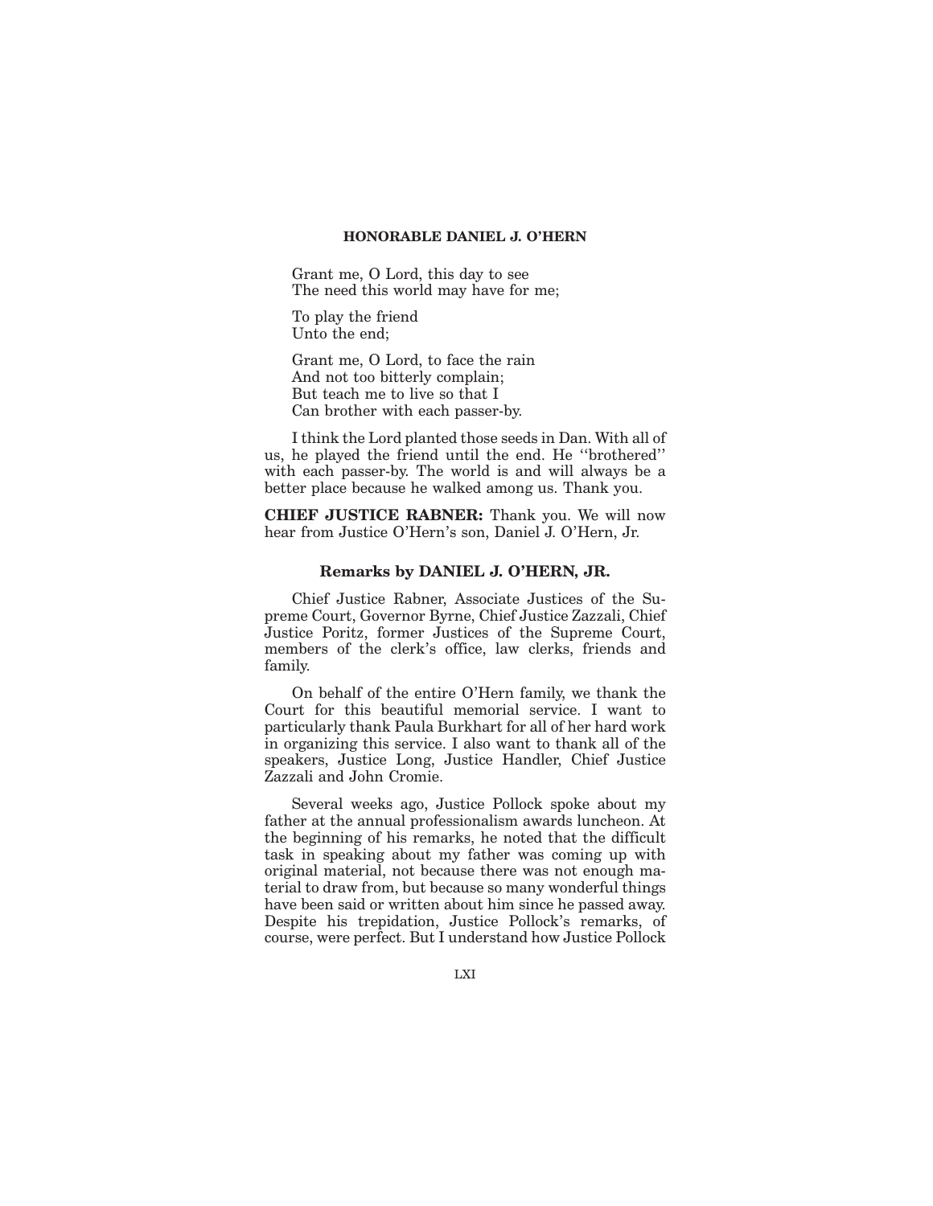Grant me, O Lord, this day to see
The need this world may have for me;

To play the friend
Unto the end;

Grant me, O Lord, to face the rain
And not too bitterly complain;
But teach me to live so that I
Can brother with each passer-by.

I think the Lord planted those seeds in Dan. With all of us, he played the friend until the end. He ''brothered'' with each passer-by. The world is and will always be a better place because he walked among us. Thank you.

**CHIEF JUSTICE RABNER:** Thank you. We will now hear from Justice O'Hern's son, Daniel J. O'Hern, Jr.

### Remarks by DANIEL J. O'HERN, JR.

Chief Justice Rabner, Associate Justices of the Supreme Court, Governor Byrne, Chief Justice Zazzali, Chief Justice Poritz, former Justices of the Supreme Court, members of the clerk's office, law clerks, friends and family.

On behalf of the entire O'Hern family, we thank the Court for this beautiful memorial service. I want to particularly thank Paula Burkhart for all of her hard work in organizing this service. I also want to thank all of the speakers, Justice Long, Justice Handler, Chief Justice Zazzali and John Cromie.

Several weeks ago, Justice Pollock spoke about my father at the annual professionalism awards luncheon. At the beginning of his remarks, he noted that the difficult task in speaking about my father was coming up with original material, not because there was not enough material to draw from, but because so many wonderful things have been said or written about him since he passed away. Despite his trepidation, Justice Pollock's remarks, of course, were perfect. But I understand how Justice Pollock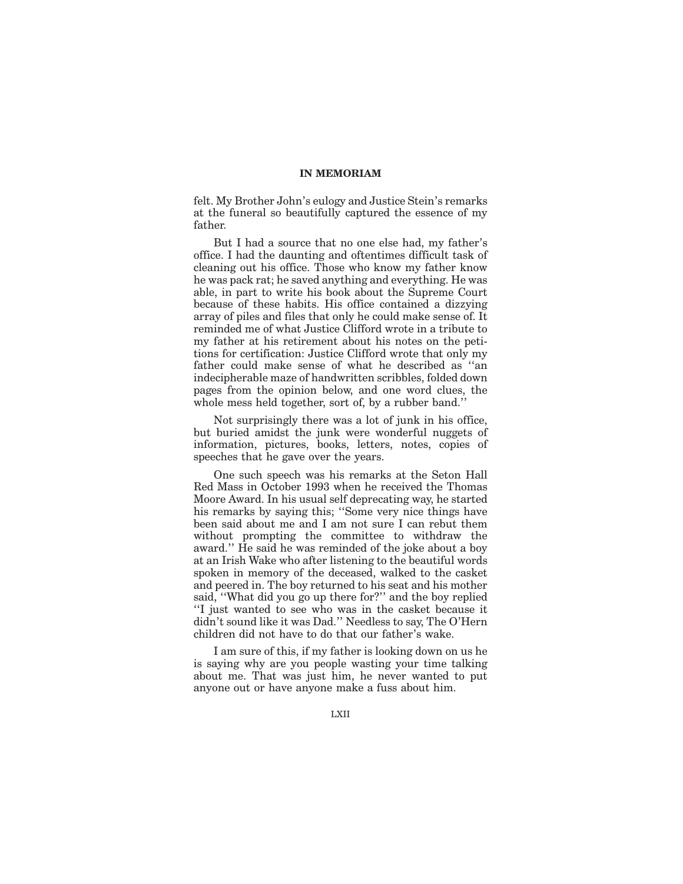felt. My Brother John's eulogy and Justice Stein's remarks at the funeral so beautifully captured the essence of my father.

But I had a source that no one else had, my father's office. I had the daunting and oftentimes difficult task of cleaning out his office. Those who know my father know he was pack rat; he saved anything and everything. He was able, in part to write his book about the Supreme Court because of these habits. His office contained a dizzying array of piles and files that only he could make sense of. It reminded me of what Justice Clifford wrote in a tribute to my father at his retirement about his notes on the petitions for certification: Justice Clifford wrote that only my father could make sense of what he described as ''an indecipherable maze of handwritten scribbles, folded down pages from the opinion below, and one word clues, the whole mess held together, sort of, by a rubber band.''

Not surprisingly there was a lot of junk in his office, but buried amidst the junk were wonderful nuggets of information, pictures, books, letters, notes, copies of speeches that he gave over the years.

One such speech was his remarks at the Seton Hall Red Mass in October 1993 when he received the Thomas Moore Award. In his usual self deprecating way, he started his remarks by saying this; ''Some very nice things have been said about me and I am not sure I can rebut them without prompting the committee to withdraw the award.'' He said he was reminded of the joke about a boy at an Irish Wake who after listening to the beautiful words spoken in memory of the deceased, walked to the casket and peered in. The boy returned to his seat and his mother said, ''What did you go up there for?'' and the boy replied ''I just wanted to see who was in the casket because it didn't sound like it was Dad.'' Needless to say, The O'Hern children did not have to do that our father's wake.

I am sure of this, if my father is looking down on us he is saying why are you people wasting your time talking about me. That was just him, he never wanted to put anyone out or have anyone make a fuss about him.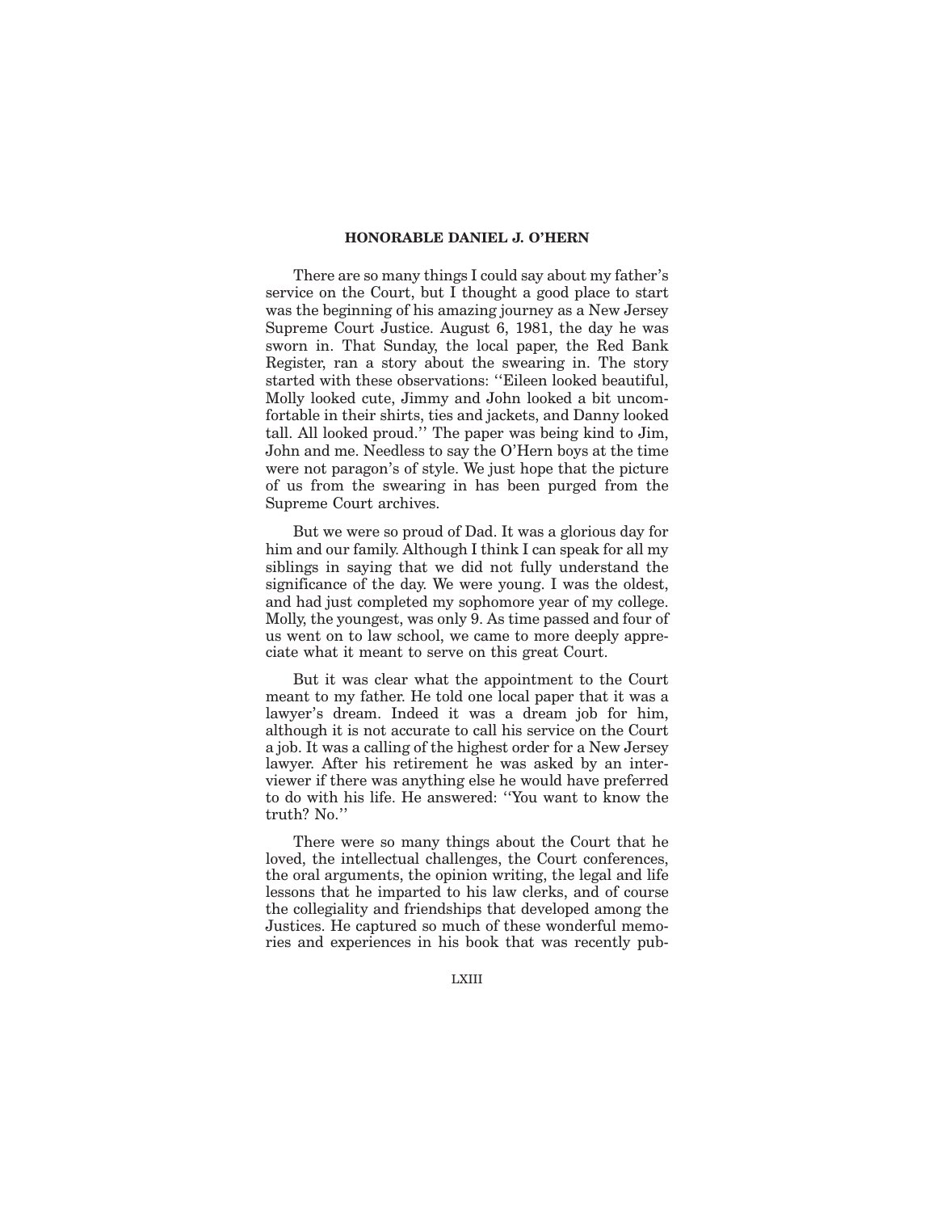## HONORABLE DANIEL J. O'HERN

There are so many things I could say about my father's service on the Court, but I thought a good place to start was the beginning of his amazing journey as a New Jersey Supreme Court Justice. August 6, 1981, the day he was sworn in. That Sunday, the local paper, the Red Bank Register, ran a story about the swearing in. The story started with these observations: ''Eileen looked beautiful, Molly looked cute, Jimmy and John looked a bit uncomfortable in their shirts, ties and jackets, and Danny looked tall. All looked proud.'' The paper was being kind to Jim, John and me. Needless to say the O'Hern boys at the time were not paragon's of style. We just hope that the picture of us from the swearing in has been purged from the Supreme Court archives.

But we were so proud of Dad. It was a glorious day for him and our family. Although I think I can speak for all my siblings in saying that we did not fully understand the significance of the day. We were young. I was the oldest, and had just completed my sophomore year of my college. Molly, the youngest, was only 9. As time passed and four of us went on to law school, we came to more deeply appreciate what it meant to serve on this great Court.

But it was clear what the appointment to the Court meant to my father. He told one local paper that it was a lawyer's dream. Indeed it was a dream job for him, although it is not accurate to call his service on the Court a job. It was a calling of the highest order for a New Jersey lawyer. After his retirement he was asked by an interviewer if there was anything else he would have preferred to do with his life. He answered: ''You want to know the truth? No.''

There were so many things about the Court that he loved, the intellectual challenges, the Court conferences, the oral arguments, the opinion writing, the legal and life lessons that he imparted to his law clerks, and of course the collegiality and friendships that developed among the Justices. He captured so much of these wonderful memories and experiences in his book that was recently pub-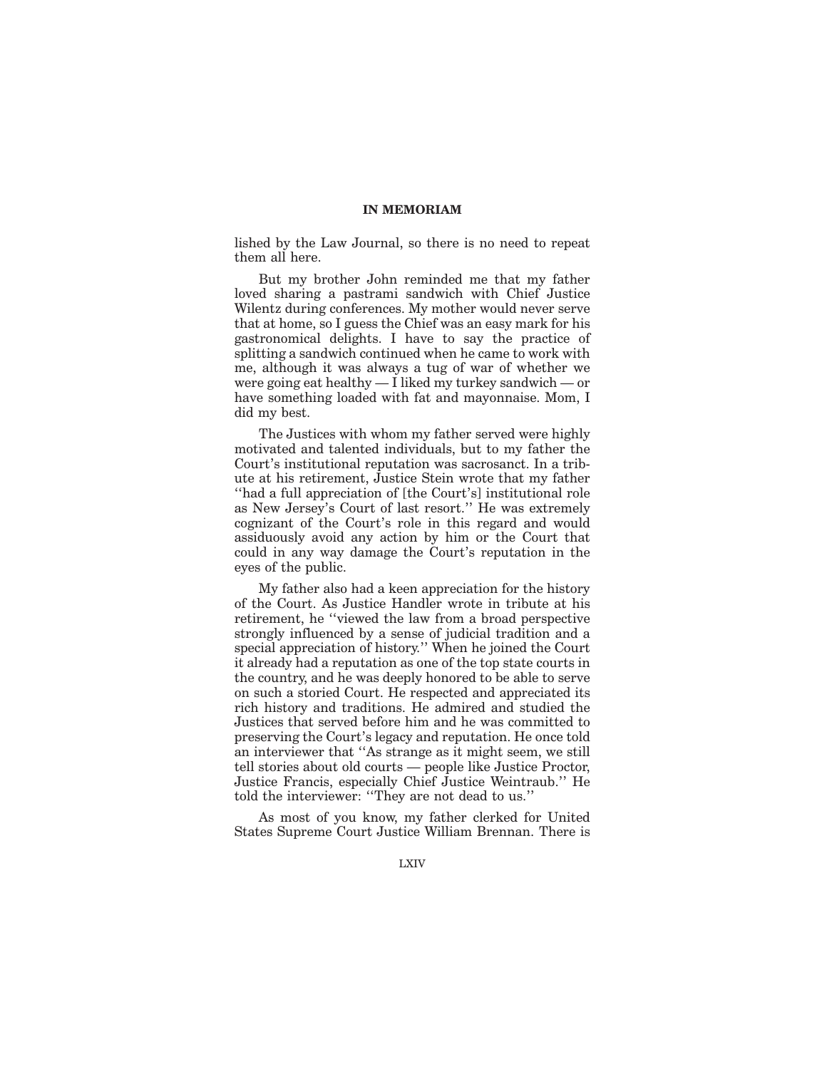lished by the Law Journal, so there is no need to repeat them all here.

But my brother John reminded me that my father loved sharing a pastrami sandwich with Chief Justice Wilentz during conferences. My mother would never serve that at home, so I guess the Chief was an easy mark for his gastronomical delights. I have to say the practice of splitting a sandwich continued when he came to work with me, although it was always a tug of war of whether we were going eat healthy — I liked my turkey sandwich — or have something loaded with fat and mayonnaise. Mom, I did my best.

The Justices with whom my father served were highly motivated and talented individuals, but to my father the Court's institutional reputation was sacrosanct. In a tribute at his retirement, Justice Stein wrote that my father ''had a full appreciation of [the Court's] institutional role as New Jersey's Court of last resort.'' He was extremely cognizant of the Court's role in this regard and would assiduously avoid any action by him or the Court that could in any way damage the Court's reputation in the eyes of the public.

My father also had a keen appreciation for the history of the Court. As Justice Handler wrote in tribute at his retirement, he ''viewed the law from a broad perspective strongly influenced by a sense of judicial tradition and a special appreciation of history.'' When he joined the Court it already had a reputation as one of the top state courts in the country, and he was deeply honored to be able to serve on such a storied Court. He respected and appreciated its rich history and traditions. He admired and studied the Justices that served before him and he was committed to preserving the Court's legacy and reputation. He once told an interviewer that ''As strange as it might seem, we still tell stories about old courts — people like Justice Proctor, Justice Francis, especially Chief Justice Weintraub.'' He told the interviewer: ''They are not dead to us.''

As most of you know, my father clerked for United States Supreme Court Justice William Brennan. There is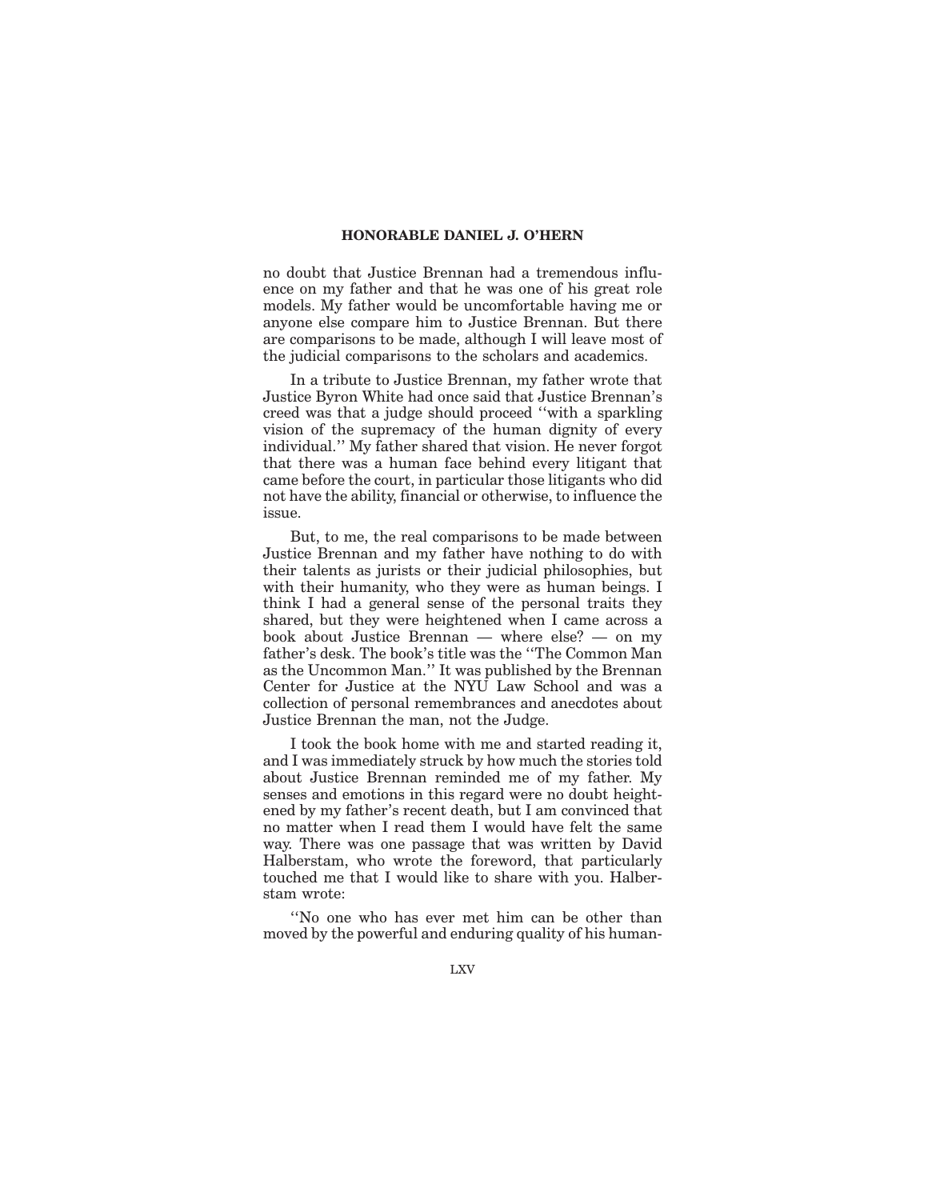no doubt that Justice Brennan had a tremendous influence on my father and that he was one of his great role models. My father would be uncomfortable having me or anyone else compare him to Justice Brennan. But there are comparisons to be made, although I will leave most of the judicial comparisons to the scholars and academics.

In a tribute to Justice Brennan, my father wrote that Justice Byron White had once said that Justice Brennan's creed was that a judge should proceed ''with a sparkling vision of the supremacy of the human dignity of every individual.'' My father shared that vision. He never forgot that there was a human face behind every litigant that came before the court, in particular those litigants who did not have the ability, financial or otherwise, to influence the issue.

But, to me, the real comparisons to be made between Justice Brennan and my father have nothing to do with their talents as jurists or their judicial philosophies, but with their humanity, who they were as human beings. I think I had a general sense of the personal traits they shared, but they were heightened when I came across a book about Justice Brennan — where else? — on my father's desk. The book's title was the ''The Common Man as the Uncommon Man.'' It was published by the Brennan Center for Justice at the NYU Law School and was a collection of personal remembrances and anecdotes about Justice Brennan the man, not the Judge.

I took the book home with me and started reading it, and I was immediately struck by how much the stories told about Justice Brennan reminded me of my father. My senses and emotions in this regard were no doubt heightened by my father's recent death, but I am convinced that no matter when I read them I would have felt the same way. There was one passage that was written by David Halberstam, who wrote the foreword, that particularly touched me that I would like to share with you. Halberstam wrote:

''No one who has ever met him can be other than moved by the powerful and enduring quality of his human-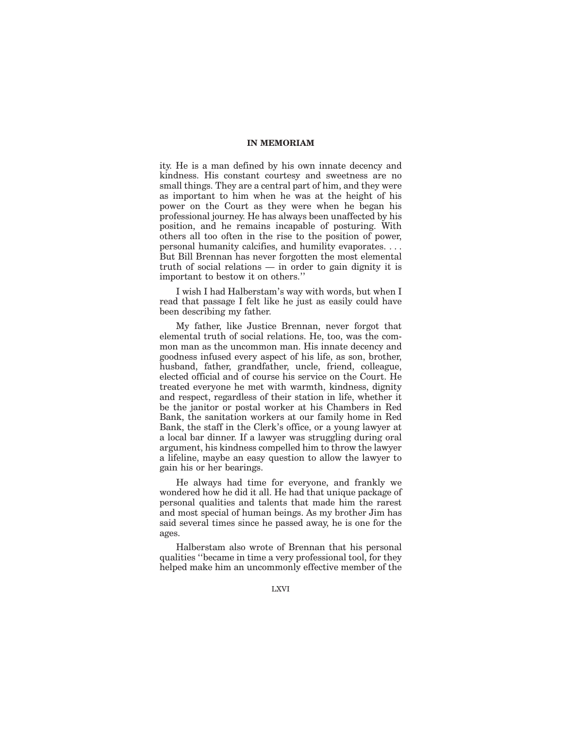ity. He is a man defined by his own innate decency and kindness. His constant courtesy and sweetness are no small things. They are a central part of him, and they were as important to him when he was at the height of his power on the Court as they were when he began his professional journey. He has always been unaffected by his position, and he remains incapable of posturing. With others all too often in the rise to the position of power, personal humanity calcifies, and humility evaporates. . . . But Bill Brennan has never forgotten the most elemental truth of social relations — in order to gain dignity it is important to bestow it on others.''

I wish I had Halberstam's way with words, but when I read that passage I felt like he just as easily could have been describing my father.

My father, like Justice Brennan, never forgot that elemental truth of social relations. He, too, was the common man as the uncommon man. His innate decency and goodness infused every aspect of his life, as son, brother, husband, father, grandfather, uncle, friend, colleague, elected official and of course his service on the Court. He treated everyone he met with warmth, kindness, dignity and respect, regardless of their station in life, whether it be the janitor or postal worker at his Chambers in Red Bank, the sanitation workers at our family home in Red Bank, the staff in the Clerk's office, or a young lawyer at a local bar dinner. If a lawyer was struggling during oral argument, his kindness compelled him to throw the lawyer a lifeline, maybe an easy question to allow the lawyer to gain his or her bearings.

He always had time for everyone, and frankly we wondered how he did it all. He had that unique package of personal qualities and talents that made him the rarest and most special of human beings. As my brother Jim has said several times since he passed away, he is one for the ages.

Halberstam also wrote of Brennan that his personal qualities ''became in time a very professional tool, for they helped make him an uncommonly effective member of the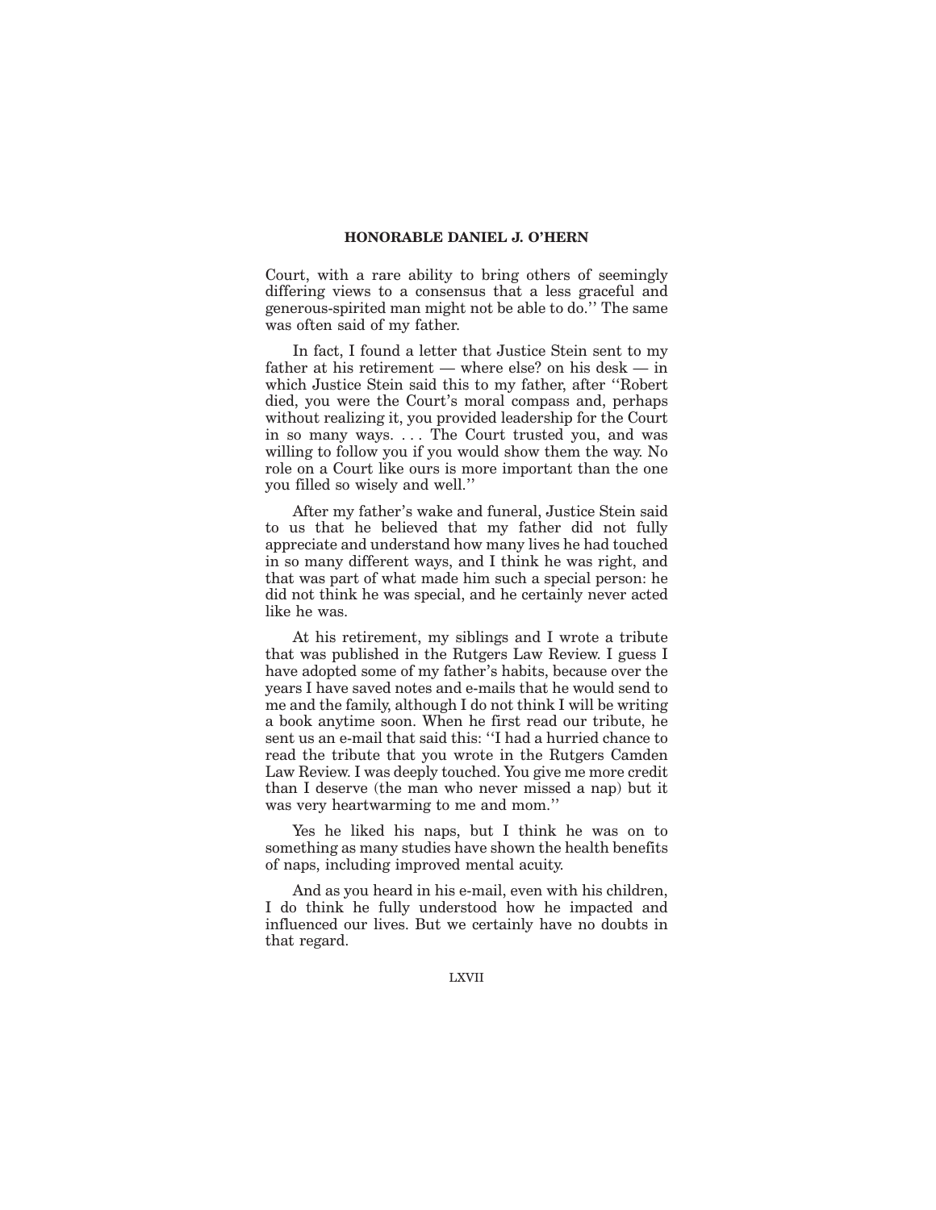Court, with a rare ability to bring others of seemingly differing views to a consensus that a less graceful and generous-spirited man might not be able to do.'' The same was often said of my father.

In fact, I found a letter that Justice Stein sent to my father at his retirement — where else? on his desk — in which Justice Stein said this to my father, after ''Robert died, you were the Court's moral compass and, perhaps without realizing it, you provided leadership for the Court in so many ways. . . . The Court trusted you, and was willing to follow you if you would show them the way. No role on a Court like ours is more important than the one you filled so wisely and well.''

After my father's wake and funeral, Justice Stein said to us that he believed that my father did not fully appreciate and understand how many lives he had touched in so many different ways, and I think he was right, and that was part of what made him such a special person: he did not think he was special, and he certainly never acted like he was.

At his retirement, my siblings and I wrote a tribute that was published in the Rutgers Law Review. I guess I have adopted some of my father's habits, because over the years I have saved notes and e-mails that he would send to me and the family, although I do not think I will be writing a book anytime soon. When he first read our tribute, he sent us an e-mail that said this: ''I had a hurried chance to read the tribute that you wrote in the Rutgers Camden Law Review. I was deeply touched. You give me more credit than I deserve (the man who never missed a nap) but it was very heartwarming to me and mom.''

Yes he liked his naps, but I think he was on to something as many studies have shown the health benefits of naps, including improved mental acuity.

And as you heard in his e-mail, even with his children, I do think he fully understood how he impacted and influenced our lives. But we certainly have no doubts in that regard.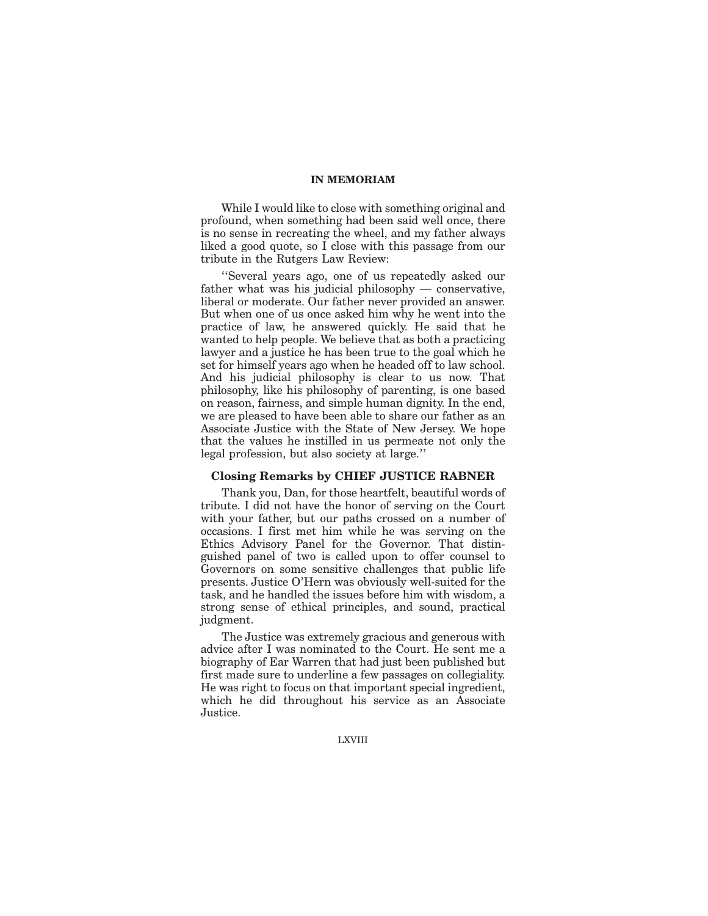While I would like to close with something original and profound, when something had been said well once, there is no sense in recreating the wheel, and my father always liked a good quote, so I close with this passage from our tribute in the Rutgers Law Review:

''Several years ago, one of us repeatedly asked our father what was his judicial philosophy — conservative, liberal or moderate. Our father never provided an answer. But when one of us once asked him why he went into the practice of law, he answered quickly. He said that he wanted to help people. We believe that as both a practicing lawyer and a justice he has been true to the goal which he set for himself years ago when he headed off to law school. And his judicial philosophy is clear to us now. That philosophy, like his philosophy of parenting, is one based on reason, fairness, and simple human dignity. In the end, we are pleased to have been able to share our father as an Associate Justice with the State of New Jersey. We hope that the values he instilled in us permeate not only the legal profession, but also society at large.''

### Closing Remarks by CHIEF JUSTICE RABNER

Thank you, Dan, for those heartfelt, beautiful words of tribute. I did not have the honor of serving on the Court with your father, but our paths crossed on a number of occasions. I first met him while he was serving on the Ethics Advisory Panel for the Governor. That distinguished panel of two is called upon to offer counsel to Governors on some sensitive challenges that public life presents. Justice O'Hern was obviously well-suited for the task, and he handled the issues before him with wisdom, a strong sense of ethical principles, and sound, practical judgment.

The Justice was extremely gracious and generous with advice after I was nominated to the Court. He sent me a biography of Ear Warren that had just been published but first made sure to underline a few passages on collegiality. He was right to focus on that important special ingredient, which he did throughout his service as an Associate Justice.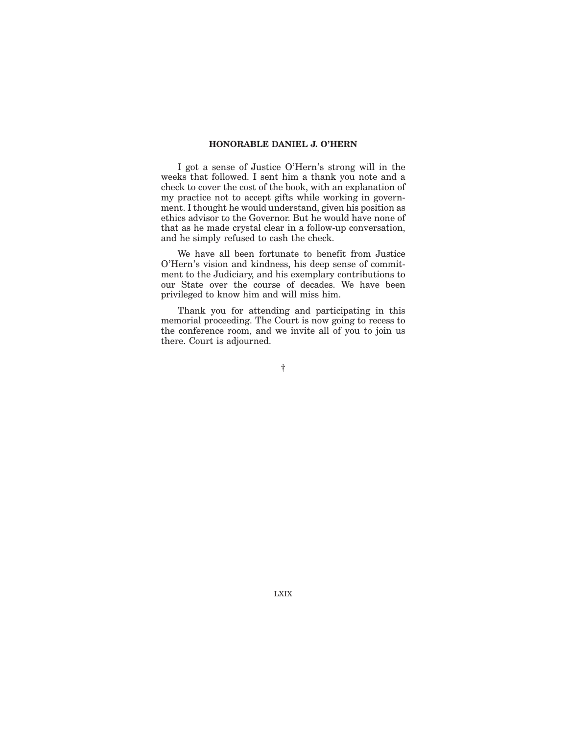I got a sense of Justice O'Hern's strong will in the weeks that followed. I sent him a thank you note and a check to cover the cost of the book, with an explanation of my practice not to accept gifts while working in government. I thought he would understand, given his position as ethics advisor to the Governor. But he would have none of that as he made crystal clear in a follow-up conversation, and he simply refused to cash the check.

We have all been fortunate to benefit from Justice O'Hern's vision and kindness, his deep sense of commitment to the Judiciary, and his exemplary contributions to our State over the course of decades. We have been privileged to know him and will miss him.

Thank you for attending and participating in this memorial proceeding. The Court is now going to recess to the conference room, and we invite all of you to join us there. Court is adjourned.

†